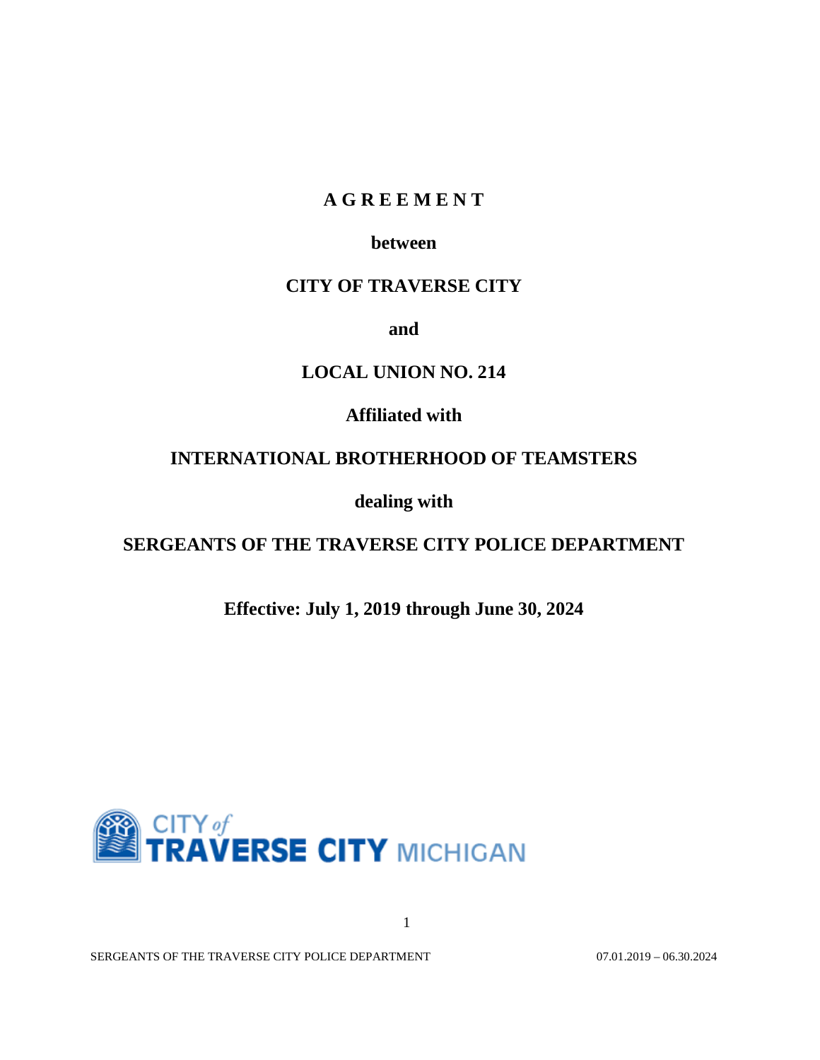# AGREEMENT

**between**

**CITY OF TRAVERSE CITY**

**and**

**LOCAL UNION NO. 214**

**Affiliated with**

**INTERNATIONAL BROTHERHOOD OF TEAMSTERS**

**dealing with**

**SERGEANTS OF THE TRAVERSE CITY POLICE DEPARTMENT**

**Effective: July 1, 2019 through June 30, 2024**

CITY of TRAVERSE CITY MICHIGAN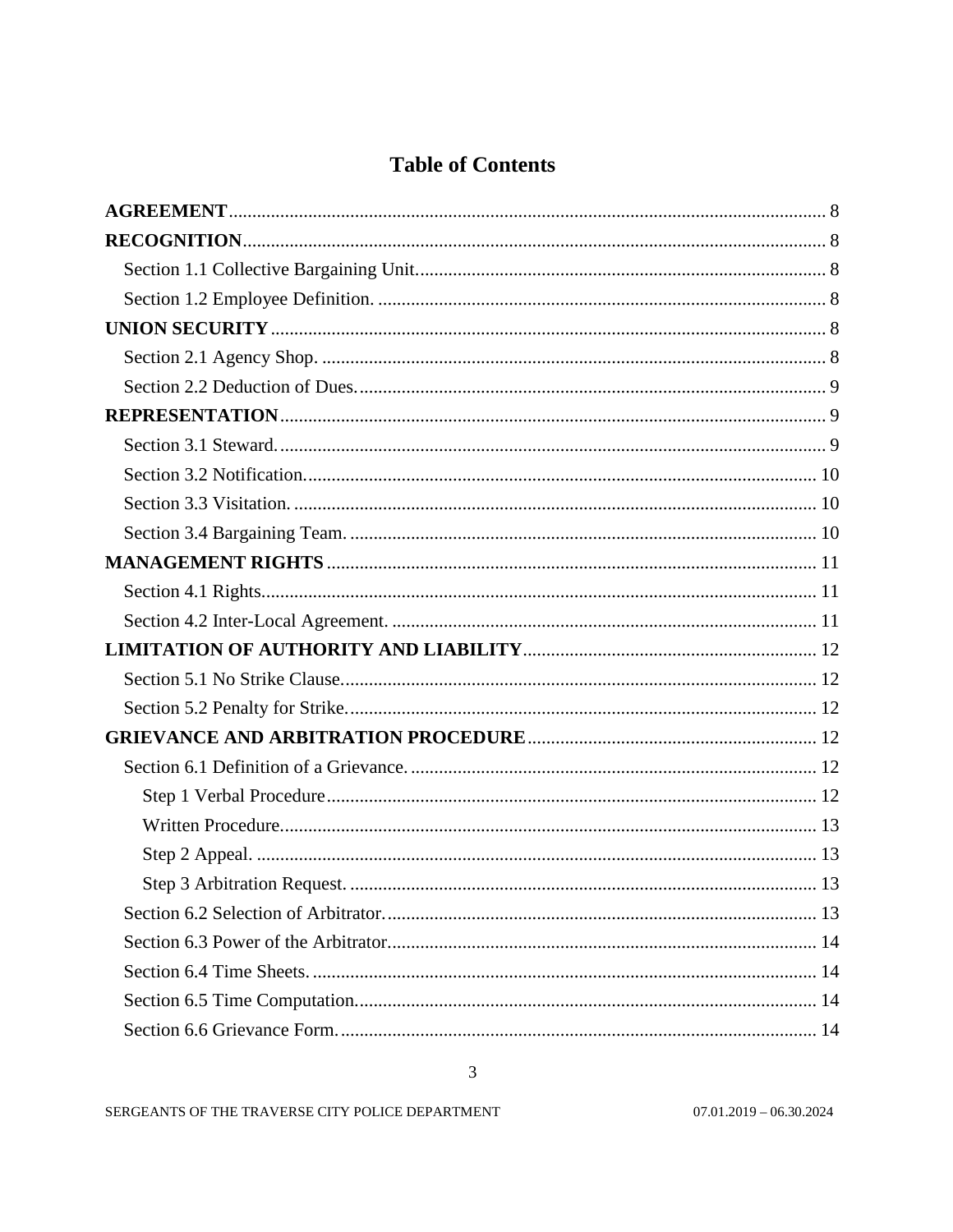# Table of Contents

**AGREEMENT** .......... 8

**RECOGNITION** .......... 8

- Section 1.1 Collective Bargaining Unit. .......... 8
- Section 1.2 Employee Definition. .......... 8

**UNION SECURITY** .......... 8

- Section 2.1 Agency Shop. .......... 8
- Section 2.2 Deduction of Dues. .......... 9

**REPRESENTATION** .......... 9

- Section 3.1 Steward. .......... 9
- Section 3.2 Notification. .......... 10
- Section 3.3 Visitation. .......... 10
- Section 3.4 Bargaining Team. .......... 10

**MANAGEMENT RIGHTS** .......... 11

- Section 4.1 Rights. .......... 11
- Section 4.2 Inter-Local Agreement. .......... 11

**LIMITATION OF AUTHORITY AND LIABILITY** .......... 12

- Section 5.1 No Strike Clause. .......... 12
- Section 5.2 Penalty for Strike. .......... 12

**GRIEVANCE AND ARBITRATION PROCEDURE** .......... 12

- Section 6.1 Definition of a Grievance. .......... 12
  - Step 1 Verbal Procedure .......... 12
  - Written Procedure. .......... 13
  - Step 2 Appeal. .......... 13
  - Step 3 Arbitration Request. .......... 13
- Section 6.2 Selection of Arbitrator. .......... 13
- Section 6.3 Power of the Arbitrator. .......... 14
- Section 6.4 Time Sheets. .......... 14
- Section 6.5 Time Computation. .......... 14
- Section 6.6 Grievance Form. .......... 14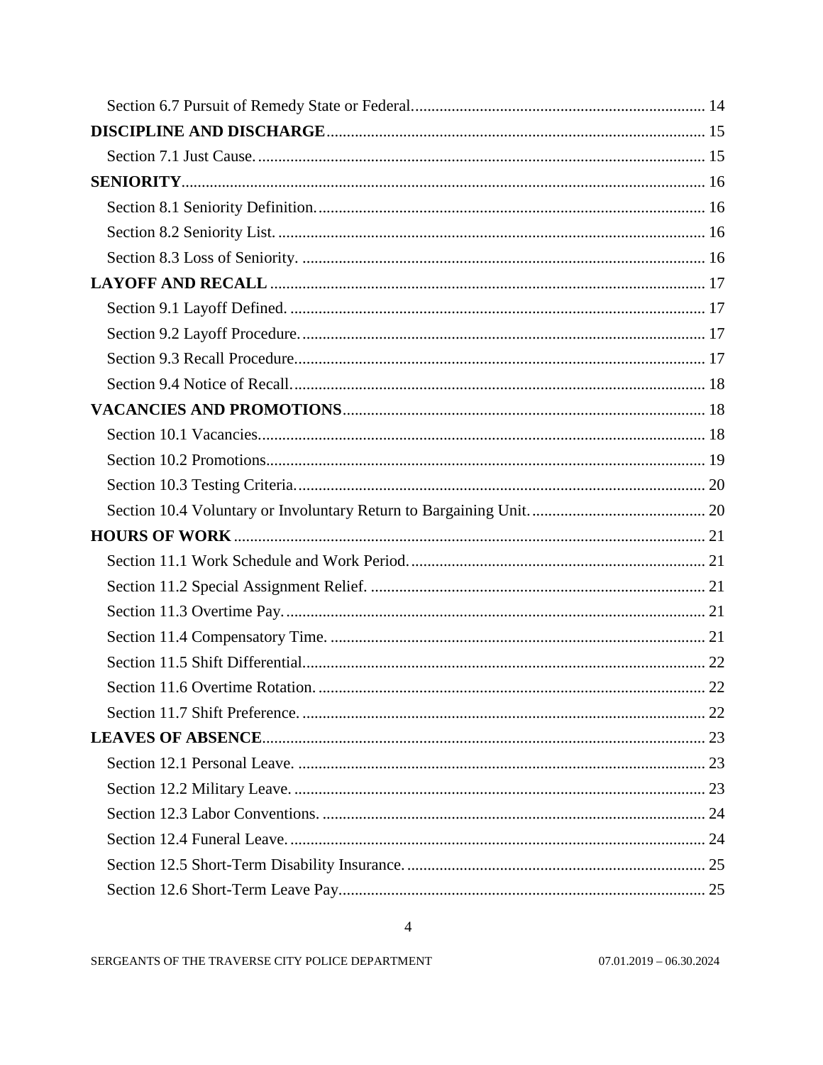Section 6.7 Pursuit of Remedy State or Federal........................................................................ 14

**DISCIPLINE AND DISCHARGE**............................................................................................ 15

Section 7.1 Just Cause. ............................................................................................................. 15

**SENIORITY**................................................................................................................................ 16

Section 8.1 Seniority Definition. ............................................................................................... 16

Section 8.2 Seniority List. ......................................................................................................... 16

Section 8.3 Loss of Seniority. ................................................................................................... 16

**LAYOFF AND RECALL** ......................................................................................................... 17

Section 9.1 Layoff Defined. ...................................................................................................... 17

Section 9.2 Layoff Procedure. ................................................................................................... 17

Section 9.3 Recall Procedure..................................................................................................... 17

Section 9.4 Notice of Recall. ..................................................................................................... 18

**VACANCIES AND PROMOTIONS**......................................................................................... 18

Section 10.1 Vacancies.............................................................................................................. 18

Section 10.2 Promotions............................................................................................................ 19

Section 10.3 Testing Criteria. .................................................................................................... 20

Section 10.4 Voluntary or Involuntary Return to Bargaining Unit. ........................................... 20

**HOURS OF WORK** .................................................................................................................. 21

Section 11.1 Work Schedule and Work Period. ......................................................................... 21

Section 11.2 Special Assignment Relief. .................................................................................. 21

Section 11.3 Overtime Pay. ....................................................................................................... 21

Section 11.4 Compensatory Time. ............................................................................................ 21

Section 11.5 Shift Differential................................................................................................... 22

Section 11.6 Overtime Rotation. ............................................................................................... 22

Section 11.7 Shift Preference. ................................................................................................... 22

**LEAVES OF ABSENCE**............................................................................................................ 23

Section 12.1 Personal Leave. .................................................................................................... 23

Section 12.2 Military Leave. ..................................................................................................... 23

Section 12.3 Labor Conventions. .............................................................................................. 24

Section 12.4 Funeral Leave. ...................................................................................................... 24

Section 12.5 Short-Term Disability Insurance. .......................................................................... 25

Section 12.6 Short-Term Leave Pay.......................................................................................... 25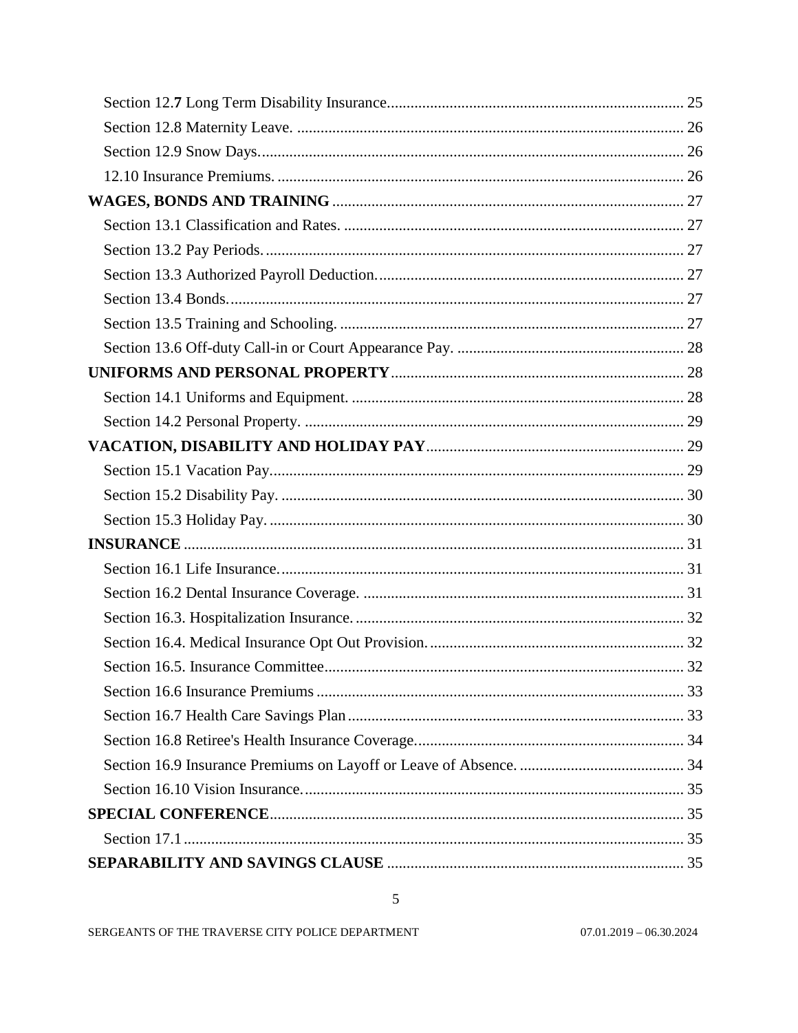Section 12.**7** Long Term Disability Insurance........................................................................... 25
Section 12.8 Maternity Leave. ................................................................................................. 26
Section 12.9 Snow Days........................................................................................................... 26
12.10 Insurance Premiums. ....................................................................................................... 26

**WAGES, BONDS AND TRAINING** ........................................................................................ 27
Section 13.1 Classification and Rates. ...................................................................................... 27
Section 13.2 Pay Periods. .......................................................................................................... 27
Section 13.3 Authorized Payroll Deduction.............................................................................. 27
Section 13.4 Bonds.................................................................................................................... 27
Section 13.5 Training and Schooling. ....................................................................................... 27
Section 13.6 Off-duty Call-in or Court Appearance Pay. ......................................................... 28

**UNIFORMS AND PERSONAL PROPERTY** .......................................................................... 28
Section 14.1 Uniforms and Equipment. .................................................................................... 28
Section 14.2 Personal Property. ................................................................................................ 29

**VACATION, DISABILITY AND HOLIDAY PAY** ................................................................ 29
Section 15.1 Vacation Pay......................................................................................................... 29
Section 15.2 Disability Pay. ...................................................................................................... 30
Section 15.3 Holiday Pay. ......................................................................................................... 30

**INSURANCE** ............................................................................................................................ 31
Section 16.1 Life Insurance....................................................................................................... 31
Section 16.2 Dental Insurance Coverage. ................................................................................. 31
Section 16.3. Hospitalization Insurance. ................................................................................... 32
Section 16.4. Medical Insurance Opt Out Provision. ................................................................ 32
Section 16.5. Insurance Committee........................................................................................... 32
Section 16.6 Insurance Premiums ............................................................................................. 33
Section 16.7 Health Care Savings Plan ..................................................................................... 33
Section 16.8 Retiree's Health Insurance Coverage.................................................................... 34
Section 16.9 Insurance Premiums on Layoff or Leave of Absence. .......................................... 34
Section 16.10 Vision Insurance. ................................................................................................ 35

**SPECIAL CONFERENCE** ........................................................................................................ 35
Section 17.1 ............................................................................................................................... 35

**SEPARABILITY AND SAVINGS CLAUSE** ........................................................................... 35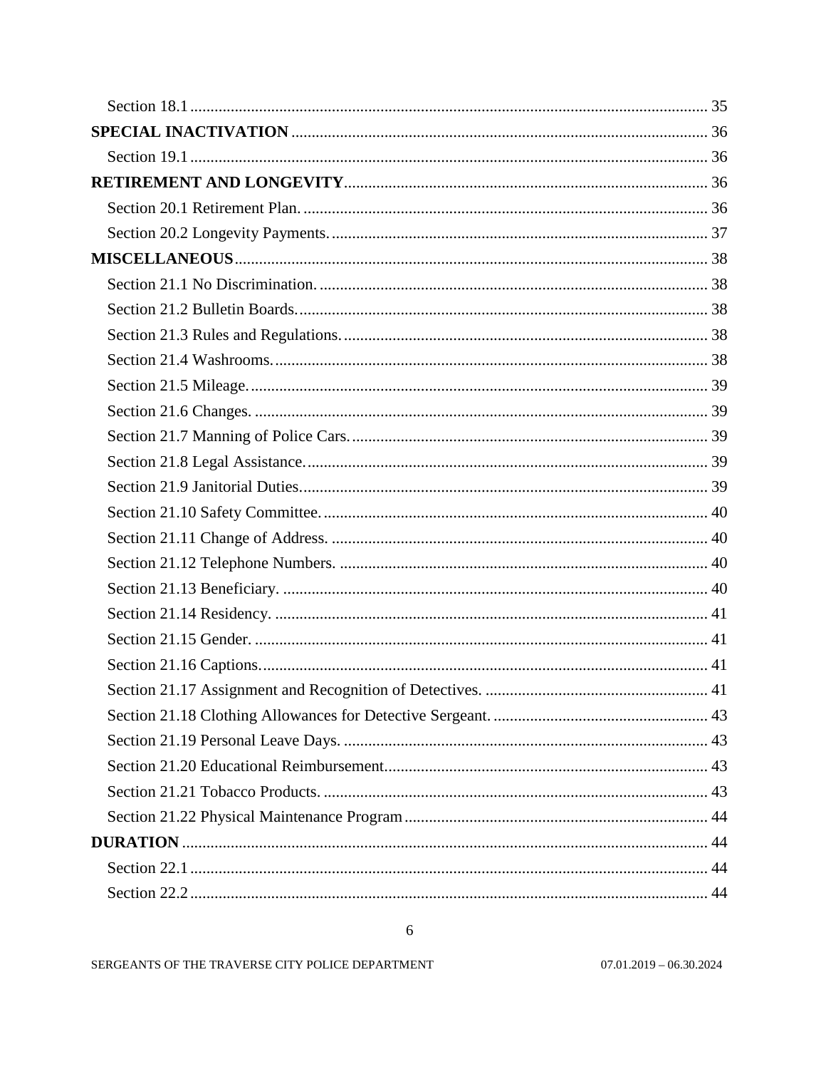Section 18.1 ............................................................................................................................ 35

**SPECIAL INACTIVATION** ...................................................................................................... 36

Section 19.1 ............................................................................................................................ 36

**RETIREMENT AND LONGEVITY** .......................................................................................... 36

Section 20.1 Retirement Plan. .................................................................................................. 36

Section 20.2 Longevity Payments. ............................................................................................ 37

**MISCELLANEOUS** ................................................................................................................. 38

Section 21.1 No Discrimination. ............................................................................................... 38

Section 21.2 Bulletin Boards. .................................................................................................... 38

Section 21.3 Rules and Regulations. ......................................................................................... 38

Section 21.4 Washrooms. .......................................................................................................... 38

Section 21.5 Mileage. ................................................................................................................ 39

Section 21.6 Changes. ............................................................................................................... 39

Section 21.7 Manning of Police Cars. ....................................................................................... 39

Section 21.8 Legal Assistance. .................................................................................................. 39

Section 21.9 Janitorial Duties. ................................................................................................... 39

Section 21.10 Safety Committee. .............................................................................................. 40

Section 21.11 Change of Address. ............................................................................................ 40

Section 21.12 Telephone Numbers. ........................................................................................... 40

Section 21.13 Beneficiary. ......................................................................................................... 40

Section 21.14 Residency. ........................................................................................................... 41

Section 21.15 Gender. ................................................................................................................ 41

Section 21.16 Captions. ............................................................................................................. 41

Section 21.17 Assignment and Recognition of Detectives. ....................................................... 41

Section 21.18 Clothing Allowances for Detective Sergeant. ..................................................... 43

Section 21.19 Personal Leave Days. .......................................................................................... 43

Section 21.20 Educational Reimbursement. .............................................................................. 43

Section 21.21 Tobacco Products. ............................................................................................... 43

Section 21.22 Physical Maintenance Program .......................................................................... 44

**DURATION** ............................................................................................................................. 44

Section 22.1 ............................................................................................................................... 44

Section 22.2 ............................................................................................................................... 44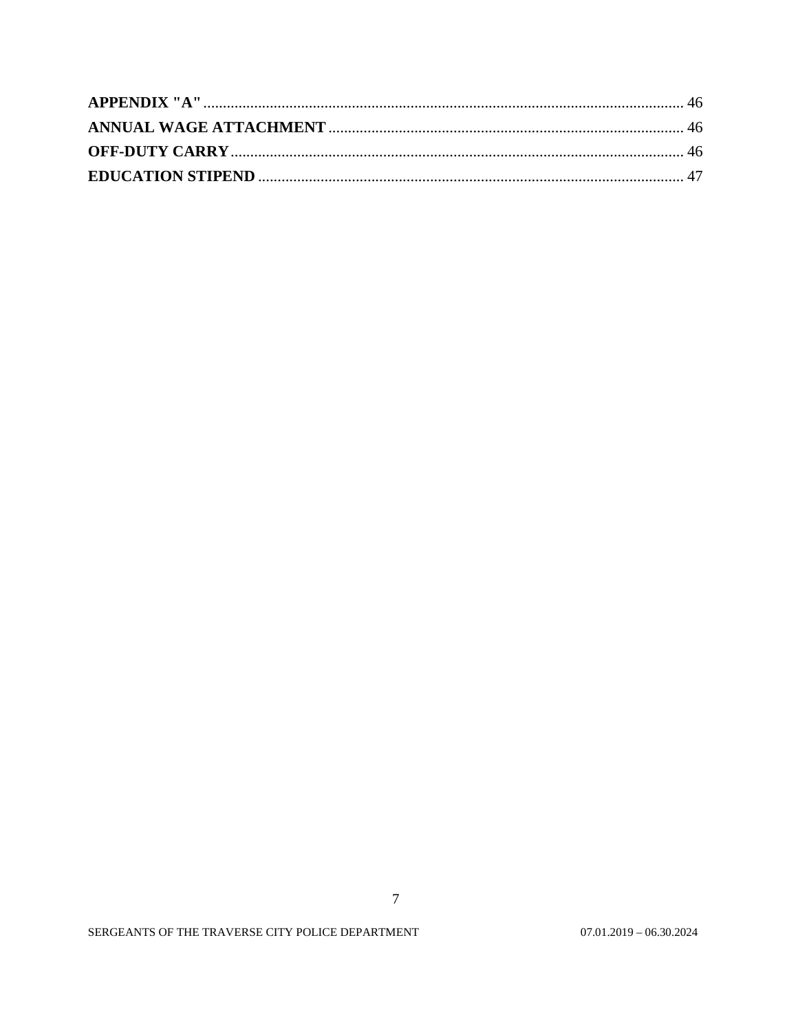**APPENDIX "A"** .......................................................................................................... 46
**ANNUAL WAGE ATTACHMENT** .......................................................................................... 46
**OFF-DUTY CARRY** ................................................................................................................ 46
**EDUCATION STIPEND** ........................................................................................................... 47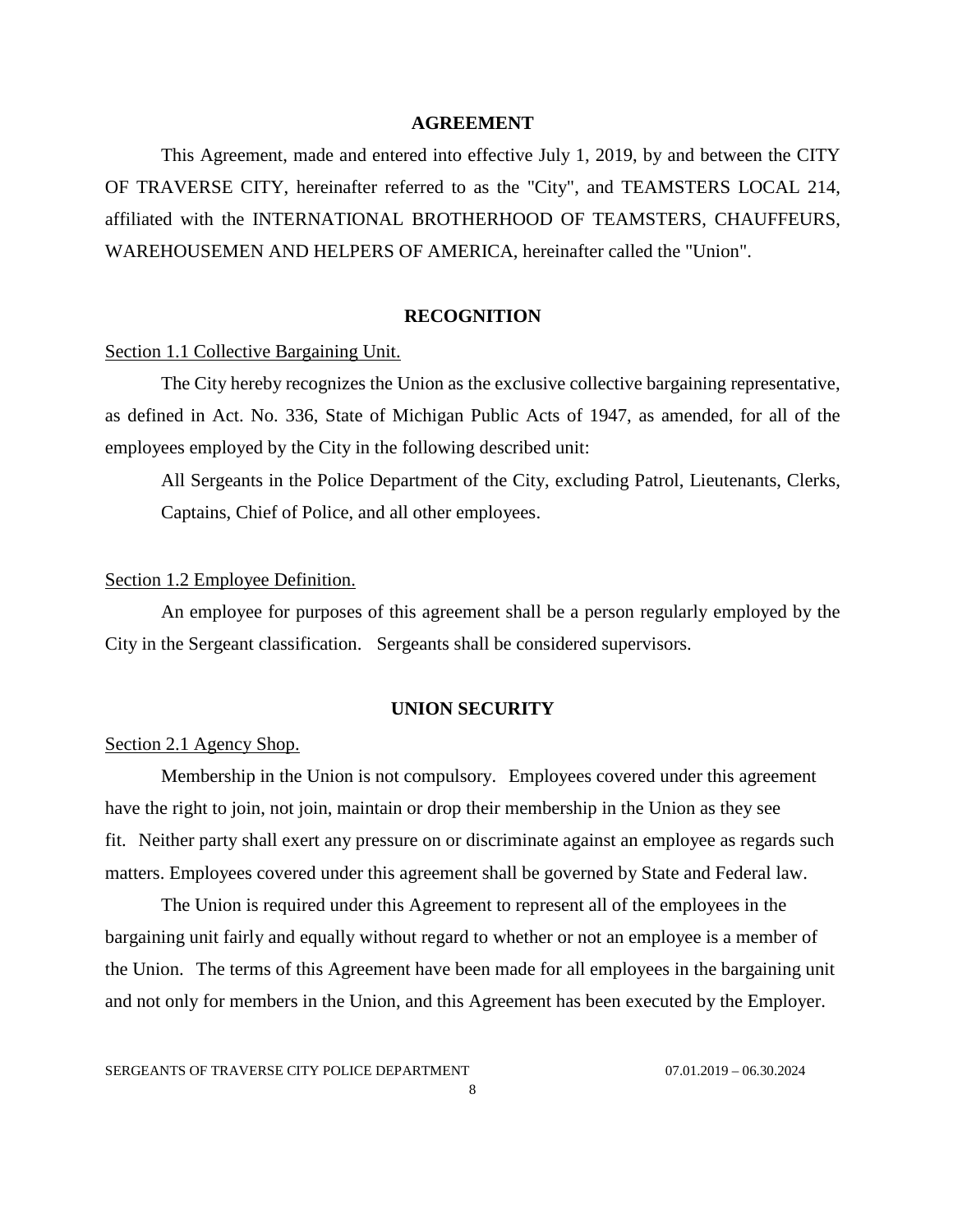## AGREEMENT

This Agreement, made and entered into effective July 1, 2019, by and between the CITY OF TRAVERSE CITY, hereinafter referred to as the "City", and TEAMSTERS LOCAL 214, affiliated with the INTERNATIONAL BROTHERHOOD OF TEAMSTERS, CHAUFFEURS, WAREHOUSEMEN AND HELPERS OF AMERICA, hereinafter called the "Union".

## RECOGNITION

Section 1.1 Collective Bargaining Unit.

The City hereby recognizes the Union as the exclusive collective bargaining representative, as defined in Act. No. 336, State of Michigan Public Acts of 1947, as amended, for all of the employees employed by the City in the following described unit:

> All Sergeants in the Police Department of the City, excluding Patrol, Lieutenants, Clerks, Captains, Chief of Police, and all other employees.

Section 1.2 Employee Definition.

An employee for purposes of this agreement shall be a person regularly employed by the City in the Sergeant classification. Sergeants shall be considered supervisors.

## UNION SECURITY

Section 2.1 Agency Shop.

Membership in the Union is not compulsory. Employees covered under this agreement have the right to join, not join, maintain or drop their membership in the Union as they see fit. Neither party shall exert any pressure on or discriminate against an employee as regards such matters. Employees covered under this agreement shall be governed by State and Federal law.

The Union is required under this Agreement to represent all of the employees in the bargaining unit fairly and equally without regard to whether or not an employee is a member of the Union. The terms of this Agreement have been made for all employees in the bargaining unit and not only for members in the Union, and this Agreement has been executed by the Employer.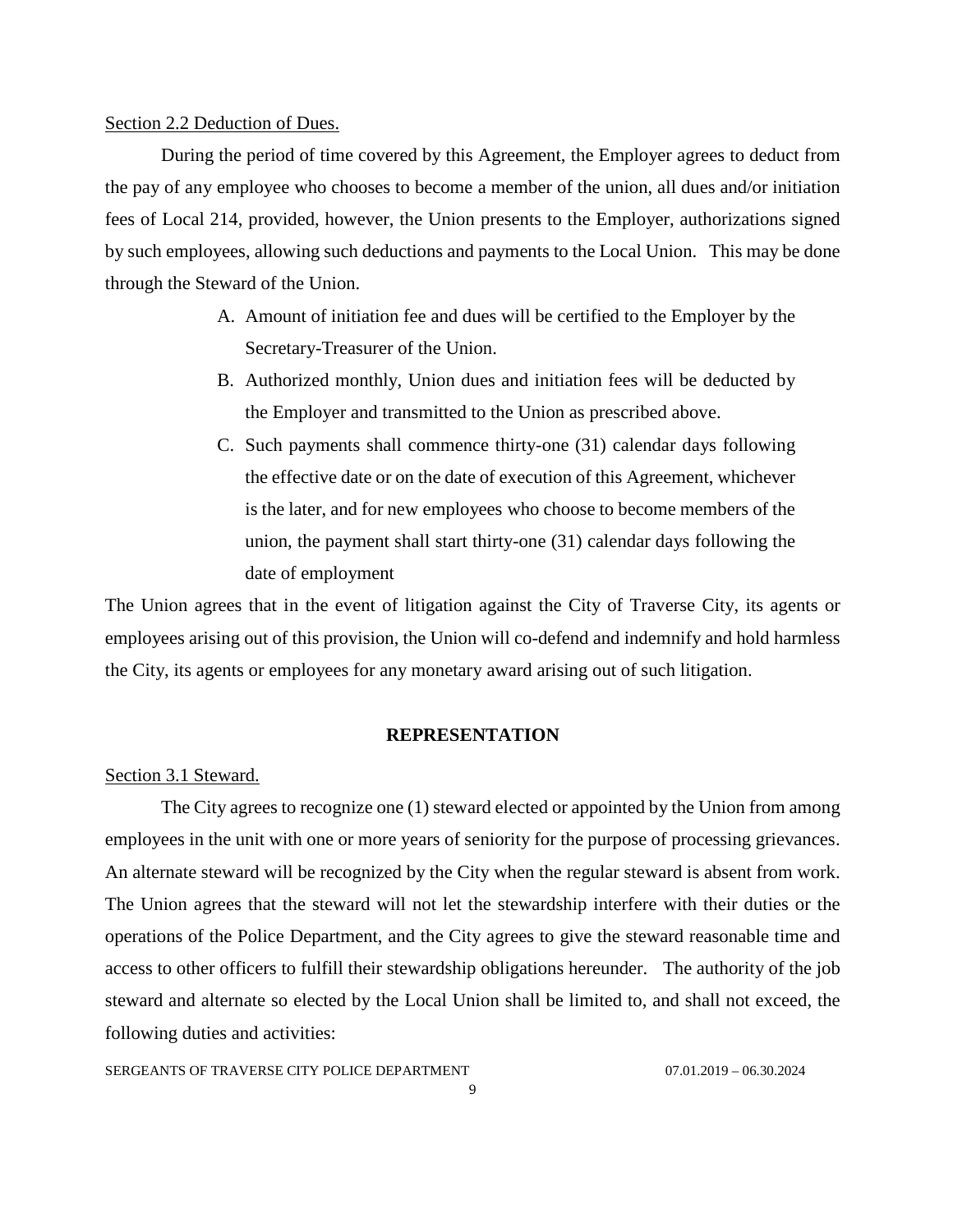Section 2.2 Deduction of Dues.

During the period of time covered by this Agreement, the Employer agrees to deduct from the pay of any employee who chooses to become a member of the union, all dues and/or initiation fees of Local 214, provided, however, the Union presents to the Employer, authorizations signed by such employees, allowing such deductions and payments to the Local Union. This may be done through the Steward of the Union.

A. Amount of initiation fee and dues will be certified to the Employer by the Secretary-Treasurer of the Union.
B. Authorized monthly, Union dues and initiation fees will be deducted by the Employer and transmitted to the Union as prescribed above.
C. Such payments shall commence thirty-one (31) calendar days following the effective date or on the date of execution of this Agreement, whichever is the later, and for new employees who choose to become members of the union, the payment shall start thirty-one (31) calendar days following the date of employment

The Union agrees that in the event of litigation against the City of Traverse City, its agents or employees arising out of this provision, the Union will co-defend and indemnify and hold harmless the City, its agents or employees for any monetary award arising out of such litigation.

## REPRESENTATION

Section 3.1 Steward.

The City agrees to recognize one (1) steward elected or appointed by the Union from among employees in the unit with one or more years of seniority for the purpose of processing grievances. An alternate steward will be recognized by the City when the regular steward is absent from work. The Union agrees that the steward will not let the stewardship interfere with their duties or the operations of the Police Department, and the City agrees to give the steward reasonable time and access to other officers to fulfill their stewardship obligations hereunder. The authority of the job steward and alternate so elected by the Local Union shall be limited to, and shall not exceed, the following duties and activities: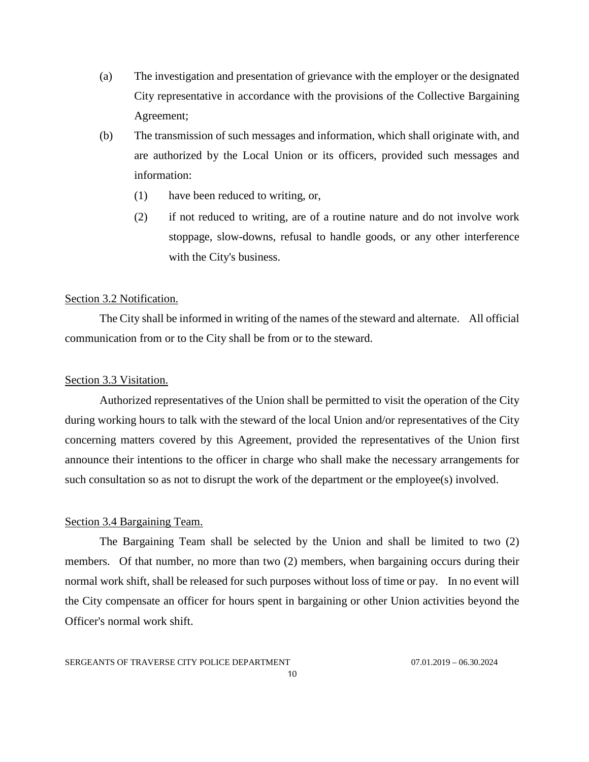(a) The investigation and presentation of grievance with the employer or the designated City representative in accordance with the provisions of the Collective Bargaining Agreement;

(b) The transmission of such messages and information, which shall originate with, and are authorized by the Local Union or its officers, provided such messages and information:

   (1) have been reduced to writing, or,

   (2) if not reduced to writing, are of a routine nature and do not involve work stoppage, slow-downs, refusal to handle goods, or any other interference with the City's business.

<u>Section 3.2 Notification.</u>

The City shall be informed in writing of the names of the steward and alternate. All official communication from or to the City shall be from or to the steward.

<u>Section 3.3 Visitation.</u>

Authorized representatives of the Union shall be permitted to visit the operation of the City during working hours to talk with the steward of the local Union and/or representatives of the City concerning matters covered by this Agreement, provided the representatives of the Union first announce their intentions to the officer in charge who shall make the necessary arrangements for such consultation so as not to disrupt the work of the department or the employee(s) involved.

<u>Section 3.4 Bargaining Team.</u>

The Bargaining Team shall be selected by the Union and shall be limited to two (2) members. Of that number, no more than two (2) members, when bargaining occurs during their normal work shift, shall be released for such purposes without loss of time or pay. In no event will the City compensate an officer for hours spent in bargaining or other Union activities beyond the Officer's normal work shift.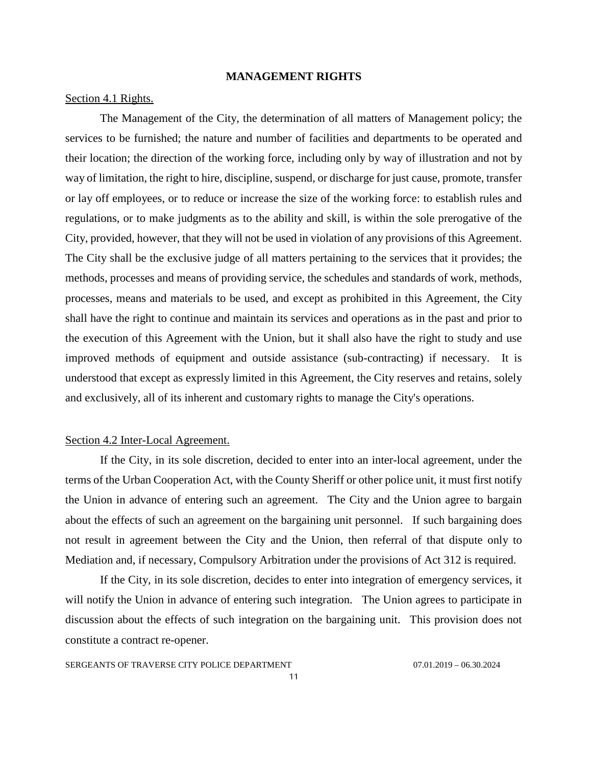## MANAGEMENT RIGHTS

Section 4.1 Rights.

The Management of the City, the determination of all matters of Management policy; the services to be furnished; the nature and number of facilities and departments to be operated and their location; the direction of the working force, including only by way of illustration and not by way of limitation, the right to hire, discipline, suspend, or discharge for just cause, promote, transfer or lay off employees, or to reduce or increase the size of the working force: to establish rules and regulations, or to make judgments as to the ability and skill, is within the sole prerogative of the City, provided, however, that they will not be used in violation of any provisions of this Agreement. The City shall be the exclusive judge of all matters pertaining to the services that it provides; the methods, processes and means of providing service, the schedules and standards of work, methods, processes, means and materials to be used, and except as prohibited in this Agreement, the City shall have the right to continue and maintain its services and operations as in the past and prior to the execution of this Agreement with the Union, but it shall also have the right to study and use improved methods of equipment and outside assistance (sub-contracting) if necessary. It is understood that except as expressly limited in this Agreement, the City reserves and retains, solely and exclusively, all of its inherent and customary rights to manage the City's operations.

Section 4.2 Inter-Local Agreement.

If the City, in its sole discretion, decided to enter into an inter-local agreement, under the terms of the Urban Cooperation Act, with the County Sheriff or other police unit, it must first notify the Union in advance of entering such an agreement. The City and the Union agree to bargain about the effects of such an agreement on the bargaining unit personnel. If such bargaining does not result in agreement between the City and the Union, then referral of that dispute only to Mediation and, if necessary, Compulsory Arbitration under the provisions of Act 312 is required.

If the City, in its sole discretion, decides to enter into integration of emergency services, it will notify the Union in advance of entering such integration. The Union agrees to participate in discussion about the effects of such integration on the bargaining unit. This provision does not constitute a contract re-opener.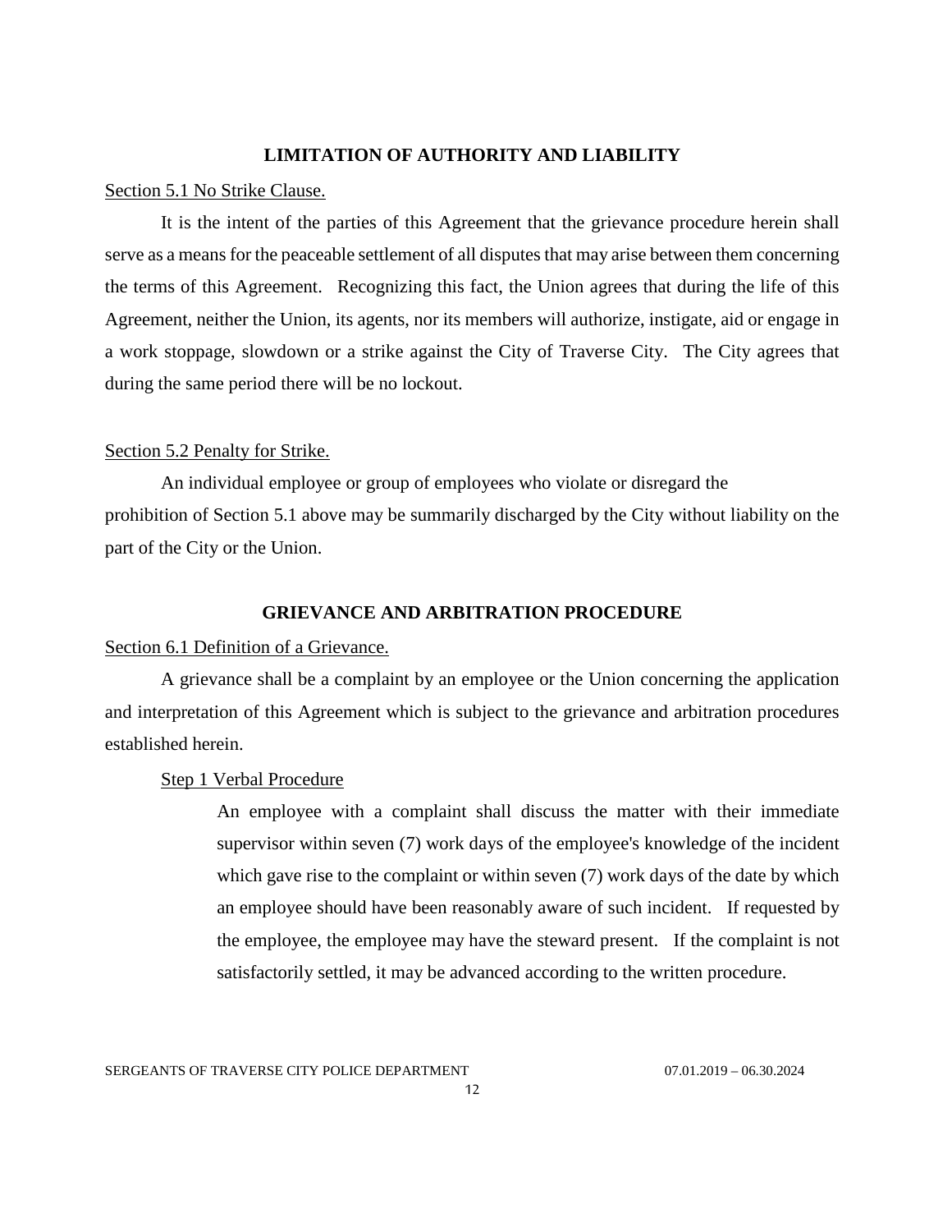## LIMITATION OF AUTHORITY AND LIABILITY

Section 5.1 No Strike Clause.

It is the intent of the parties of this Agreement that the grievance procedure herein shall serve as a means for the peaceable settlement of all disputes that may arise between them concerning the terms of this Agreement. Recognizing this fact, the Union agrees that during the life of this Agreement, neither the Union, its agents, nor its members will authorize, instigate, aid or engage in a work stoppage, slowdown or a strike against the City of Traverse City. The City agrees that during the same period there will be no lockout.

Section 5.2 Penalty for Strike.

An individual employee or group of employees who violate or disregard the prohibition of Section 5.1 above may be summarily discharged by the City without liability on the part of the City or the Union.

## GRIEVANCE AND ARBITRATION PROCEDURE

Section 6.1 Definition of a Grievance.

A grievance shall be a complaint by an employee or the Union concerning the application and interpretation of this Agreement which is subject to the grievance and arbitration procedures established herein.

Step 1 Verbal Procedure

An employee with a complaint shall discuss the matter with their immediate supervisor within seven (7) work days of the employee's knowledge of the incident which gave rise to the complaint or within seven (7) work days of the date by which an employee should have been reasonably aware of such incident. If requested by the employee, the employee may have the steward present. If the complaint is not satisfactorily settled, it may be advanced according to the written procedure.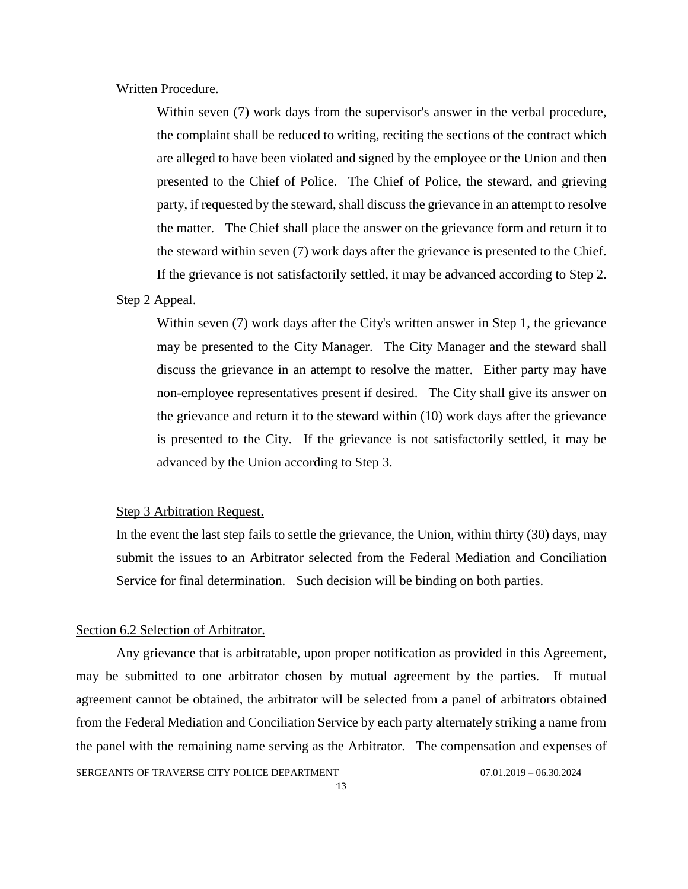Written Procedure.

Within seven (7) work days from the supervisor's answer in the verbal procedure, the complaint shall be reduced to writing, reciting the sections of the contract which are alleged to have been violated and signed by the employee or the Union and then presented to the Chief of Police. The Chief of Police, the steward, and grieving party, if requested by the steward, shall discuss the grievance in an attempt to resolve the matter. The Chief shall place the answer on the grievance form and return it to the steward within seven (7) work days after the grievance is presented to the Chief. If the grievance is not satisfactorily settled, it may be advanced according to Step 2.

Step 2 Appeal.

Within seven (7) work days after the City's written answer in Step 1, the grievance may be presented to the City Manager. The City Manager and the steward shall discuss the grievance in an attempt to resolve the matter. Either party may have non-employee representatives present if desired. The City shall give its answer on the grievance and return it to the steward within (10) work days after the grievance is presented to the City. If the grievance is not satisfactorily settled, it may be advanced by the Union according to Step 3.

Step 3 Arbitration Request.

In the event the last step fails to settle the grievance, the Union, within thirty (30) days, may submit the issues to an Arbitrator selected from the Federal Mediation and Conciliation Service for final determination. Such decision will be binding on both parties.

Section 6.2 Selection of Arbitrator.

Any grievance that is arbitratable, upon proper notification as provided in this Agreement, may be submitted to one arbitrator chosen by mutual agreement by the parties. If mutual agreement cannot be obtained, the arbitrator will be selected from a panel of arbitrators obtained from the Federal Mediation and Conciliation Service by each party alternately striking a name from the panel with the remaining name serving as the Arbitrator. The compensation and expenses of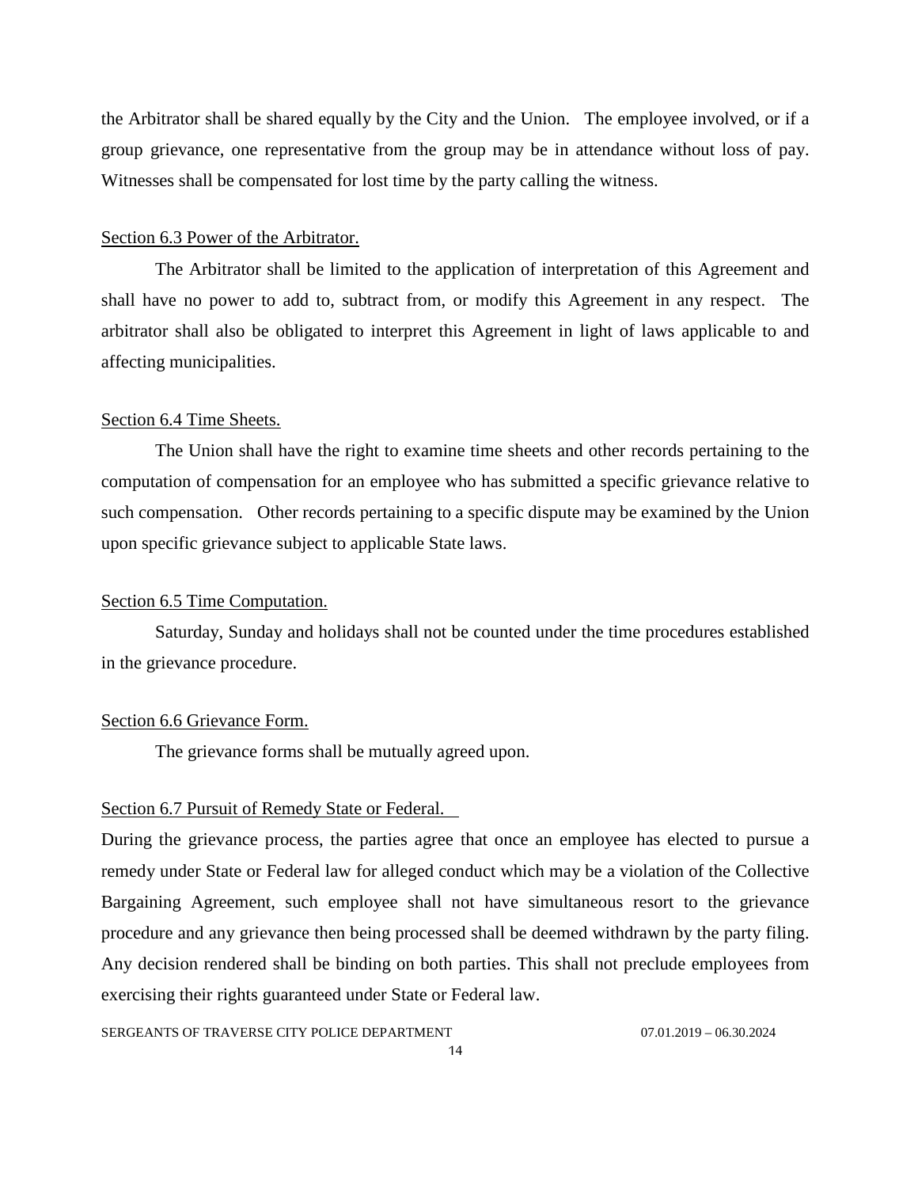the Arbitrator shall be shared equally by the City and the Union. The employee involved, or if a group grievance, one representative from the group may be in attendance without loss of pay. Witnesses shall be compensated for lost time by the party calling the witness.

Section 6.3 Power of the Arbitrator.

The Arbitrator shall be limited to the application of interpretation of this Agreement and shall have no power to add to, subtract from, or modify this Agreement in any respect. The arbitrator shall also be obligated to interpret this Agreement in light of laws applicable to and affecting municipalities.

Section 6.4 Time Sheets.

The Union shall have the right to examine time sheets and other records pertaining to the computation of compensation for an employee who has submitted a specific grievance relative to such compensation. Other records pertaining to a specific dispute may be examined by the Union upon specific grievance subject to applicable State laws.

Section 6.5 Time Computation.

Saturday, Sunday and holidays shall not be counted under the time procedures established in the grievance procedure.

Section 6.6 Grievance Form.

The grievance forms shall be mutually agreed upon.

Section 6.7 Pursuit of Remedy State or Federal.

During the grievance process, the parties agree that once an employee has elected to pursue a remedy under State or Federal law for alleged conduct which may be a violation of the Collective Bargaining Agreement, such employee shall not have simultaneous resort to the grievance procedure and any grievance then being processed shall be deemed withdrawn by the party filing. Any decision rendered shall be binding on both parties. This shall not preclude employees from exercising their rights guaranteed under State or Federal law.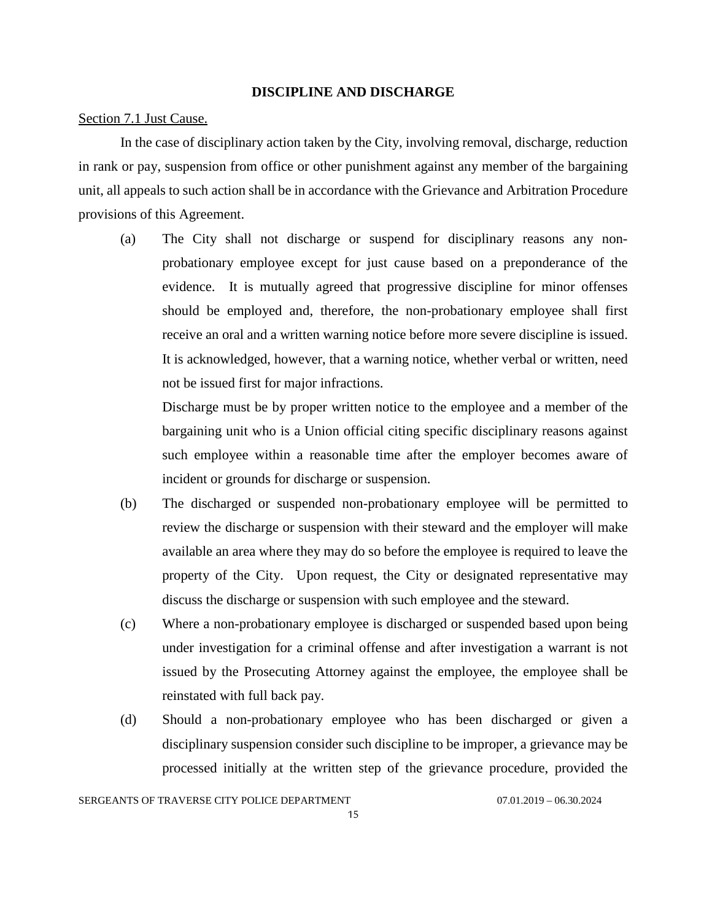## DISCIPLINE AND DISCHARGE

Section 7.1 Just Cause.

In the case of disciplinary action taken by the City, involving removal, discharge, reduction in rank or pay, suspension from office or other punishment against any member of the bargaining unit, all appeals to such action shall be in accordance with the Grievance and Arbitration Procedure provisions of this Agreement.

(a) The City shall not discharge or suspend for disciplinary reasons any non-probationary employee except for just cause based on a preponderance of the evidence. It is mutually agreed that progressive discipline for minor offenses should be employed and, therefore, the non-probationary employee shall first receive an oral and a written warning notice before more severe discipline is issued. It is acknowledged, however, that a warning notice, whether verbal or written, need not be issued first for major infractions.

Discharge must be by proper written notice to the employee and a member of the bargaining unit who is a Union official citing specific disciplinary reasons against such employee within a reasonable time after the employer becomes aware of incident or grounds for discharge or suspension.

(b) The discharged or suspended non-probationary employee will be permitted to review the discharge or suspension with their steward and the employer will make available an area where they may do so before the employee is required to leave the property of the City. Upon request, the City or designated representative may discuss the discharge or suspension with such employee and the steward.

(c) Where a non-probationary employee is discharged or suspended based upon being under investigation for a criminal offense and after investigation a warrant is not issued by the Prosecuting Attorney against the employee, the employee shall be reinstated with full back pay.

(d) Should a non-probationary employee who has been discharged or given a disciplinary suspension consider such discipline to be improper, a grievance may be processed initially at the written step of the grievance procedure, provided the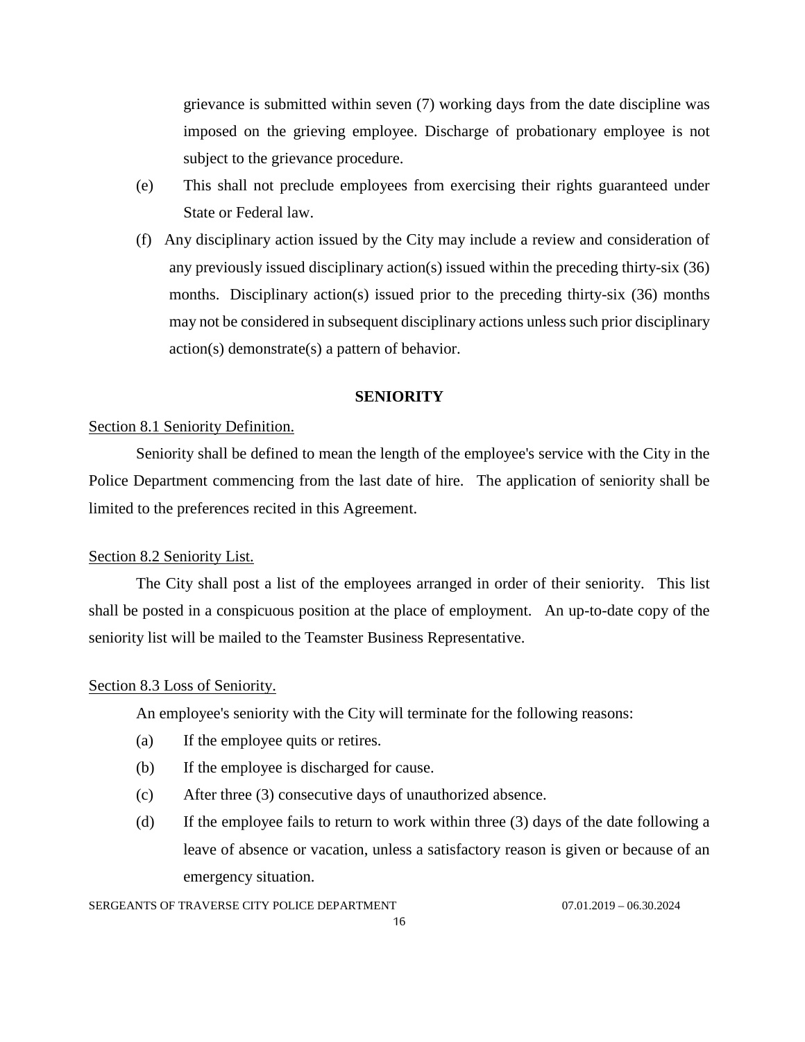grievance is submitted within seven (7) working days from the date discipline was imposed on the grieving employee. Discharge of probationary employee is not subject to the grievance procedure.

(e) This shall not preclude employees from exercising their rights guaranteed under State or Federal law.

(f) Any disciplinary action issued by the City may include a review and consideration of any previously issued disciplinary action(s) issued within the preceding thirty-six (36) months. Disciplinary action(s) issued prior to the preceding thirty-six (36) months may not be considered in subsequent disciplinary actions unless such prior disciplinary action(s) demonstrate(s) a pattern of behavior.

## SENIORITY

Section 8.1 Seniority Definition.

Seniority shall be defined to mean the length of the employee's service with the City in the Police Department commencing from the last date of hire. The application of seniority shall be limited to the preferences recited in this Agreement.

Section 8.2 Seniority List.

The City shall post a list of the employees arranged in order of their seniority. This list shall be posted in a conspicuous position at the place of employment. An up-to-date copy of the seniority list will be mailed to the Teamster Business Representative.

Section 8.3 Loss of Seniority.

An employee's seniority with the City will terminate for the following reasons:

(a) If the employee quits or retires.

(b) If the employee is discharged for cause.

(c) After three (3) consecutive days of unauthorized absence.

(d) If the employee fails to return to work within three (3) days of the date following a leave of absence or vacation, unless a satisfactory reason is given or because of an emergency situation.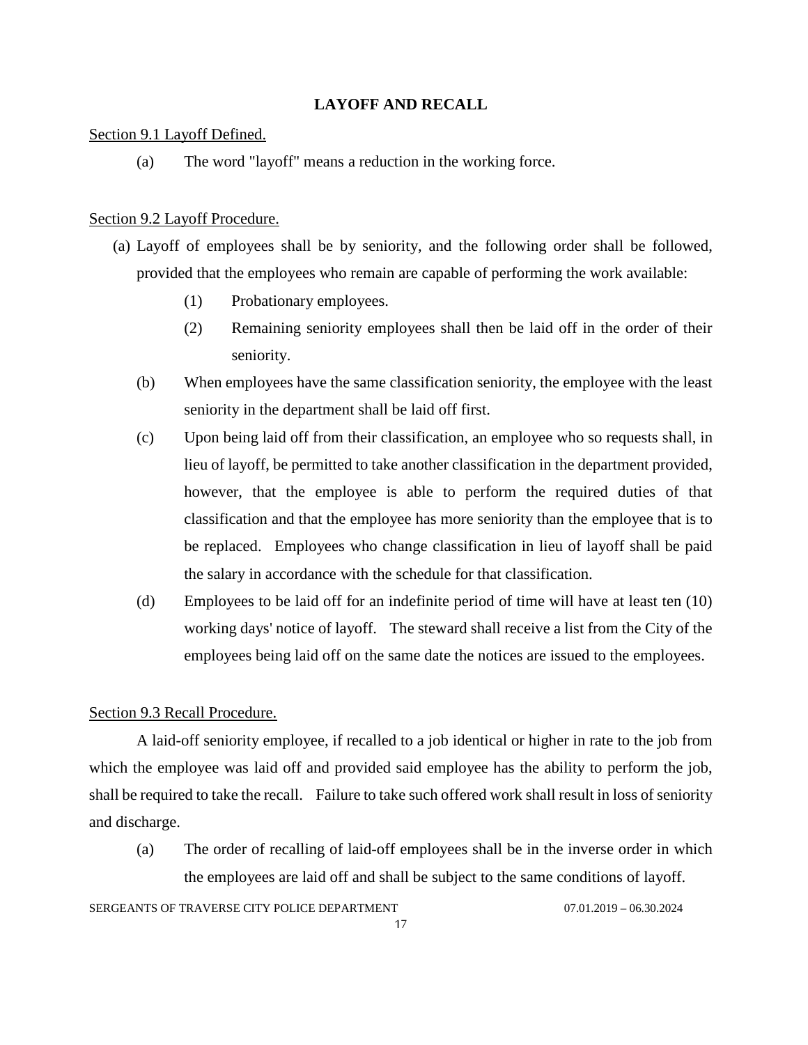## LAYOFF AND RECALL

Section 9.1 Layoff Defined.

(a) The word "layoff" means a reduction in the working force.

Section 9.2 Layoff Procedure.

(a) Layoff of employees shall be by seniority, and the following order shall be followed, provided that the employees who remain are capable of performing the work available:

   (1) Probationary employees.

   (2) Remaining seniority employees shall then be laid off in the order of their seniority.

(b) When employees have the same classification seniority, the employee with the least seniority in the department shall be laid off first.

(c) Upon being laid off from their classification, an employee who so requests shall, in lieu of layoff, be permitted to take another classification in the department provided, however, that the employee is able to perform the required duties of that classification and that the employee has more seniority than the employee that is to be replaced. Employees who change classification in lieu of layoff shall be paid the salary in accordance with the schedule for that classification.

(d) Employees to be laid off for an indefinite period of time will have at least ten (10) working days' notice of layoff. The steward shall receive a list from the City of the employees being laid off on the same date the notices are issued to the employees.

Section 9.3 Recall Procedure.

A laid-off seniority employee, if recalled to a job identical or higher in rate to the job from which the employee was laid off and provided said employee has the ability to perform the job, shall be required to take the recall. Failure to take such offered work shall result in loss of seniority and discharge.

(a) The order of recalling of laid-off employees shall be in the inverse order in which the employees are laid off and shall be subject to the same conditions of layoff.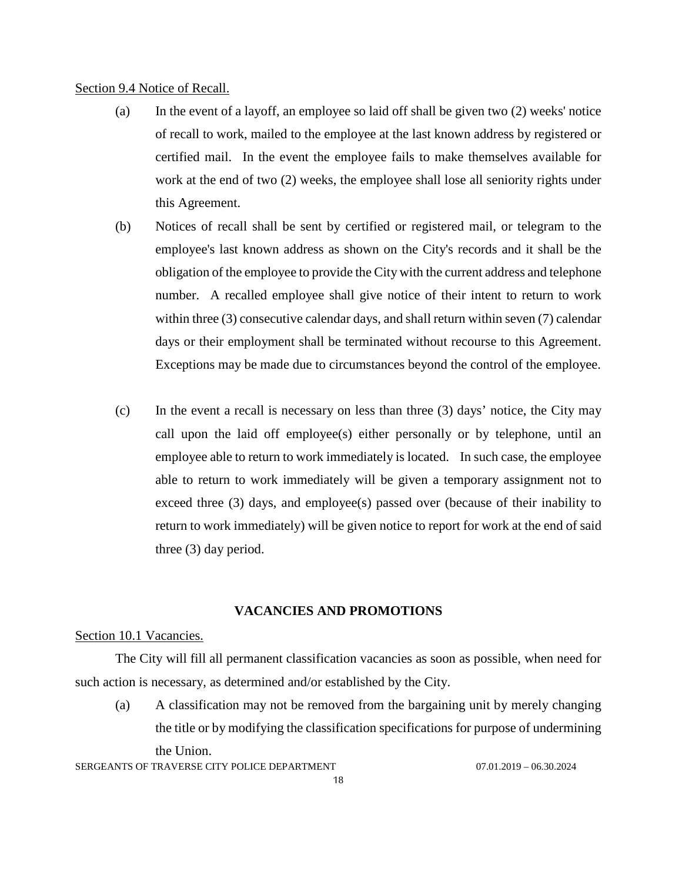Section 9.4 Notice of Recall.

(a) In the event of a layoff, an employee so laid off shall be given two (2) weeks' notice of recall to work, mailed to the employee at the last known address by registered or certified mail. In the event the employee fails to make themselves available for work at the end of two (2) weeks, the employee shall lose all seniority rights under this Agreement.

(b) Notices of recall shall be sent by certified or registered mail, or telegram to the employee's last known address as shown on the City's records and it shall be the obligation of the employee to provide the City with the current address and telephone number. A recalled employee shall give notice of their intent to return to work within three (3) consecutive calendar days, and shall return within seven (7) calendar days or their employment shall be terminated without recourse to this Agreement. Exceptions may be made due to circumstances beyond the control of the employee.

(c) In the event a recall is necessary on less than three (3) days' notice, the City may call upon the laid off employee(s) either personally or by telephone, until an employee able to return to work immediately is located. In such case, the employee able to return to work immediately will be given a temporary assignment not to exceed three (3) days, and employee(s) passed over (because of their inability to return to work immediately) will be given notice to report for work at the end of said three (3) day period.

## VACANCIES AND PROMOTIONS

Section 10.1 Vacancies.

The City will fill all permanent classification vacancies as soon as possible, when need for such action is necessary, as determined and/or established by the City.

(a) A classification may not be removed from the bargaining unit by merely changing the title or by modifying the classification specifications for purpose of undermining the Union.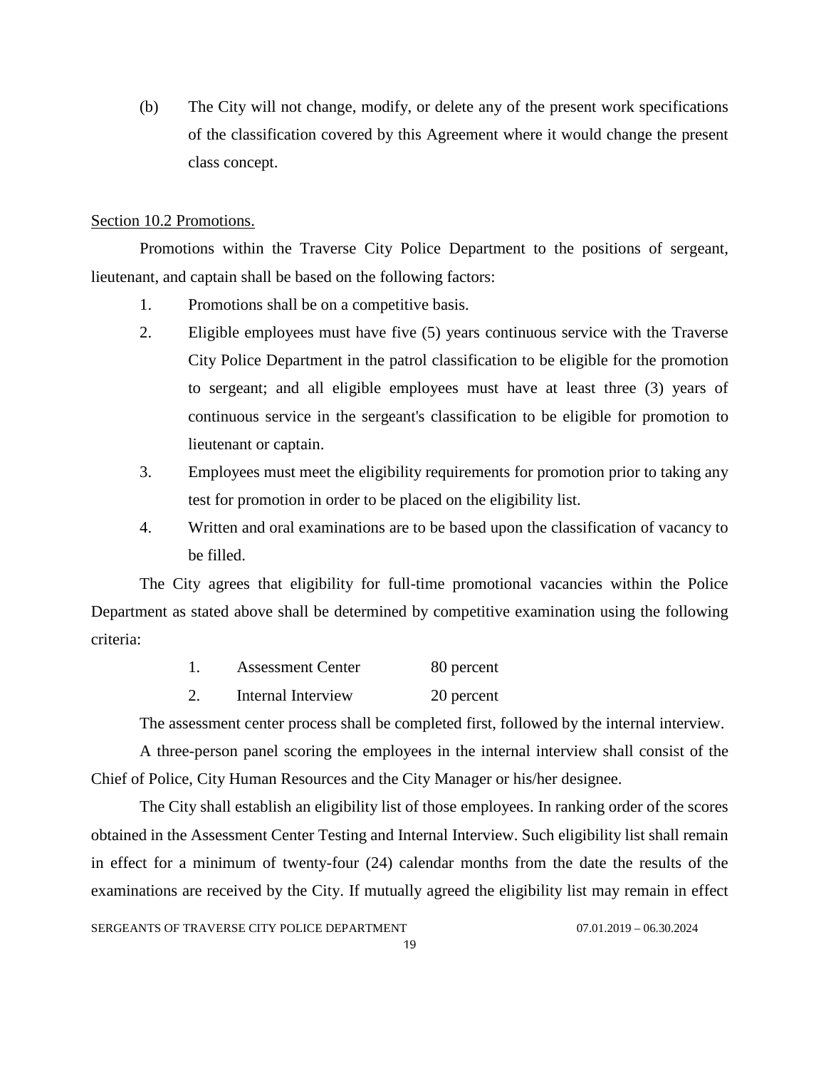(b) The City will not change, modify, or delete any of the present work specifications of the classification covered by this Agreement where it would change the present class concept.

Section 10.2 Promotions.

Promotions within the Traverse City Police Department to the positions of sergeant, lieutenant, and captain shall be based on the following factors:

1. Promotions shall be on a competitive basis.
2. Eligible employees must have five (5) years continuous service with the Traverse City Police Department in the patrol classification to be eligible for the promotion to sergeant; and all eligible employees must have at least three (3) years of continuous service in the sergeant's classification to be eligible for promotion to lieutenant or captain.
3. Employees must meet the eligibility requirements for promotion prior to taking any test for promotion in order to be placed on the eligibility list.
4. Written and oral examinations are to be based upon the classification of vacancy to be filled.

The City agrees that eligibility for full-time promotional vacancies within the Police Department as stated above shall be determined by competitive examination using the following criteria:

1. Assessment Center 80 percent
2. Internal Interview 20 percent

The assessment center process shall be completed first, followed by the internal interview.

A three-person panel scoring the employees in the internal interview shall consist of the Chief of Police, City Human Resources and the City Manager or his/her designee.

The City shall establish an eligibility list of those employees. In ranking order of the scores obtained in the Assessment Center Testing and Internal Interview. Such eligibility list shall remain in effect for a minimum of twenty-four (24) calendar months from the date the results of the examinations are received by the City. If mutually agreed the eligibility list may remain in effect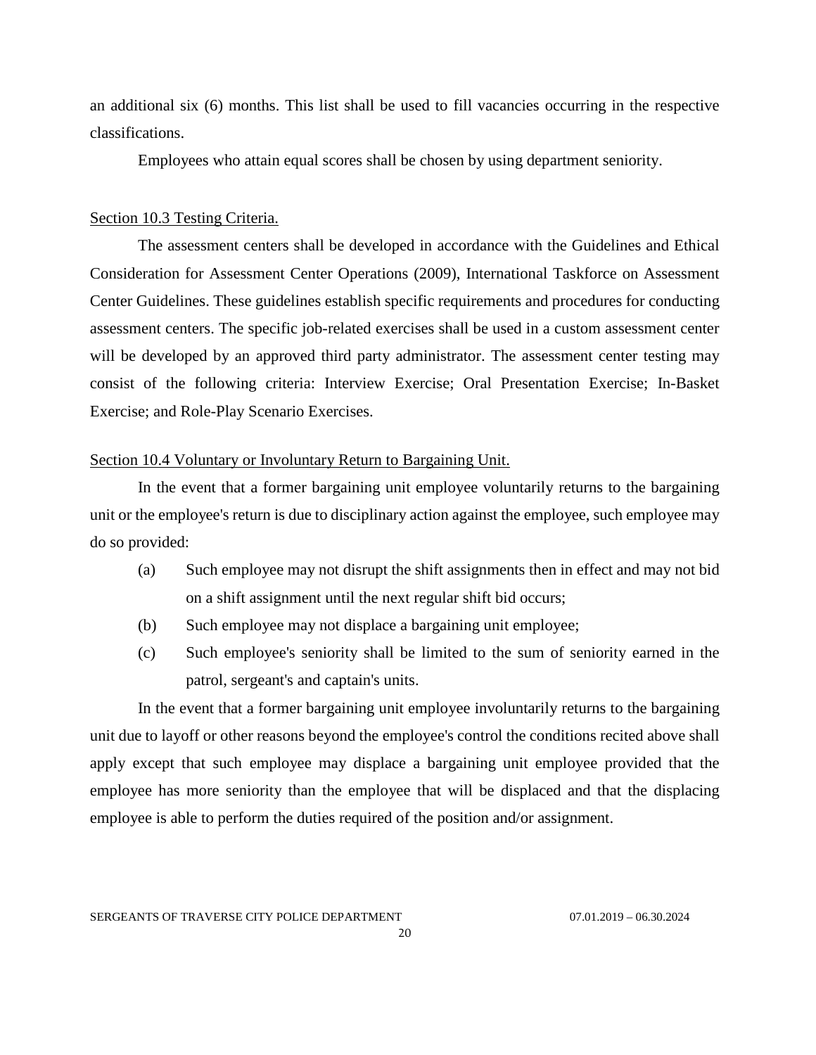an additional six (6) months. This list shall be used to fill vacancies occurring in the respective classifications.

Employees who attain equal scores shall be chosen by using department seniority.

Section 10.3 Testing Criteria.

The assessment centers shall be developed in accordance with the Guidelines and Ethical Consideration for Assessment Center Operations (2009), International Taskforce on Assessment Center Guidelines. These guidelines establish specific requirements and procedures for conducting assessment centers. The specific job-related exercises shall be used in a custom assessment center will be developed by an approved third party administrator. The assessment center testing may consist of the following criteria: Interview Exercise; Oral Presentation Exercise; In-Basket Exercise; and Role-Play Scenario Exercises.

Section 10.4 Voluntary or Involuntary Return to Bargaining Unit.

In the event that a former bargaining unit employee voluntarily returns to the bargaining unit or the employee's return is due to disciplinary action against the employee, such employee may do so provided:

(a) Such employee may not disrupt the shift assignments then in effect and may not bid on a shift assignment until the next regular shift bid occurs;

(b) Such employee may not displace a bargaining unit employee;

(c) Such employee's seniority shall be limited to the sum of seniority earned in the patrol, sergeant's and captain's units.

In the event that a former bargaining unit employee involuntarily returns to the bargaining unit due to layoff or other reasons beyond the employee's control the conditions recited above shall apply except that such employee may displace a bargaining unit employee provided that the employee has more seniority than the employee that will be displaced and that the displacing employee is able to perform the duties required of the position and/or assignment.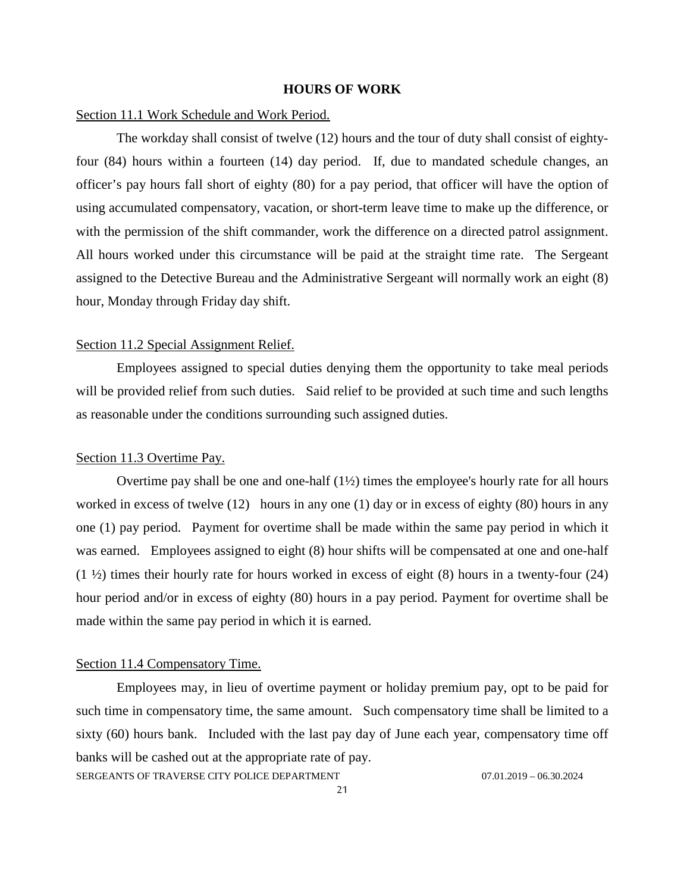## HOURS OF WORK

Section 11.1 Work Schedule and Work Period.

The workday shall consist of twelve (12) hours and the tour of duty shall consist of eighty-four (84) hours within a fourteen (14) day period. If, due to mandated schedule changes, an officer's pay hours fall short of eighty (80) for a pay period, that officer will have the option of using accumulated compensatory, vacation, or short-term leave time to make up the difference, or with the permission of the shift commander, work the difference on a directed patrol assignment. All hours worked under this circumstance will be paid at the straight time rate. The Sergeant assigned to the Detective Bureau and the Administrative Sergeant will normally work an eight (8) hour, Monday through Friday day shift.

Section 11.2 Special Assignment Relief.

Employees assigned to special duties denying them the opportunity to take meal periods will be provided relief from such duties. Said relief to be provided at such time and such lengths as reasonable under the conditions surrounding such assigned duties.

Section 11.3 Overtime Pay.

Overtime pay shall be one and one-half (1½) times the employee's hourly rate for all hours worked in excess of twelve (12) hours in any one (1) day or in excess of eighty (80) hours in any one (1) pay period. Payment for overtime shall be made within the same pay period in which it was earned. Employees assigned to eight (8) hour shifts will be compensated at one and one-half (1 ½) times their hourly rate for hours worked in excess of eight (8) hours in a twenty-four (24) hour period and/or in excess of eighty (80) hours in a pay period. Payment for overtime shall be made within the same pay period in which it is earned.

Section 11.4 Compensatory Time.

Employees may, in lieu of overtime payment or holiday premium pay, opt to be paid for such time in compensatory time, the same amount. Such compensatory time shall be limited to a sixty (60) hours bank. Included with the last pay day of June each year, compensatory time off banks will be cashed out at the appropriate rate of pay.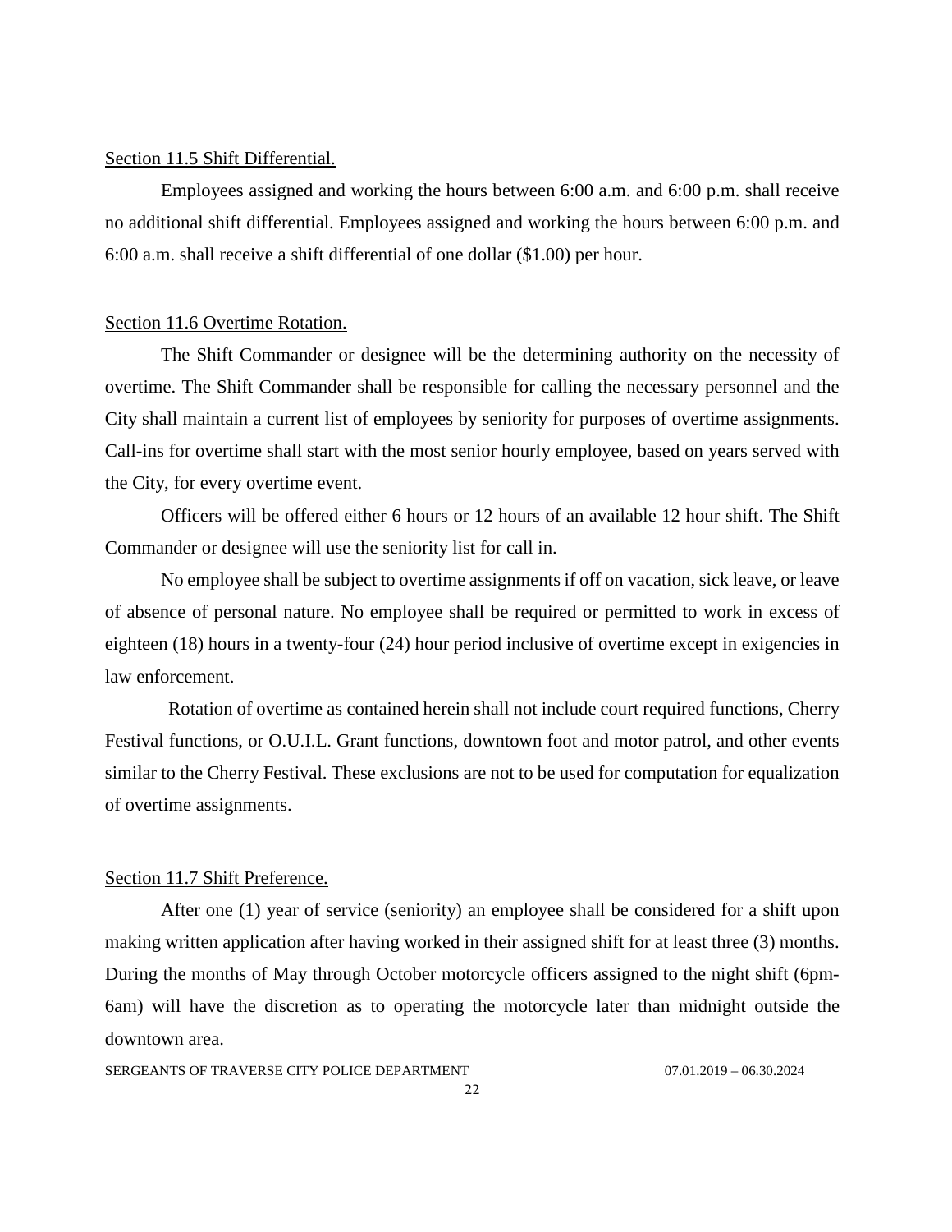Section 11.5 Shift Differential.

Employees assigned and working the hours between 6:00 a.m. and 6:00 p.m. shall receive no additional shift differential. Employees assigned and working the hours between 6:00 p.m. and 6:00 a.m. shall receive a shift differential of one dollar ($1.00) per hour.

Section 11.6 Overtime Rotation.

The Shift Commander or designee will be the determining authority on the necessity of overtime. The Shift Commander shall be responsible for calling the necessary personnel and the City shall maintain a current list of employees by seniority for purposes of overtime assignments. Call-ins for overtime shall start with the most senior hourly employee, based on years served with the City, for every overtime event.

Officers will be offered either 6 hours or 12 hours of an available 12 hour shift. The Shift Commander or designee will use the seniority list for call in.

No employee shall be subject to overtime assignments if off on vacation, sick leave, or leave of absence of personal nature. No employee shall be required or permitted to work in excess of eighteen (18) hours in a twenty-four (24) hour period inclusive of overtime except in exigencies in law enforcement.

Rotation of overtime as contained herein shall not include court required functions, Cherry Festival functions, or O.U.I.L. Grant functions, downtown foot and motor patrol, and other events similar to the Cherry Festival. These exclusions are not to be used for computation for equalization of overtime assignments.

Section 11.7 Shift Preference.

After one (1) year of service (seniority) an employee shall be considered for a shift upon making written application after having worked in their assigned shift for at least three (3) months. During the months of May through October motorcycle officers assigned to the night shift (6pm-6am) will have the discretion as to operating the motorcycle later than midnight outside the downtown area.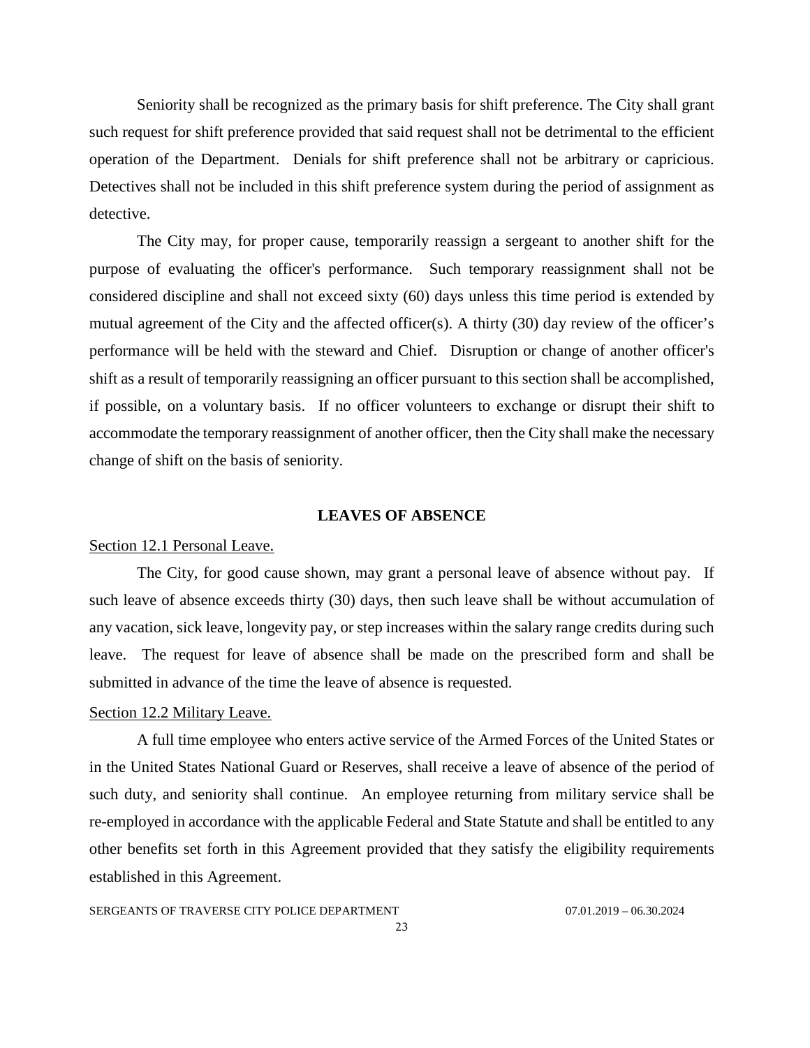Seniority shall be recognized as the primary basis for shift preference. The City shall grant such request for shift preference provided that said request shall not be detrimental to the efficient operation of the Department. Denials for shift preference shall not be arbitrary or capricious. Detectives shall not be included in this shift preference system during the period of assignment as detective.

The City may, for proper cause, temporarily reassign a sergeant to another shift for the purpose of evaluating the officer's performance. Such temporary reassignment shall not be considered discipline and shall not exceed sixty (60) days unless this time period is extended by mutual agreement of the City and the affected officer(s). A thirty (30) day review of the officer's performance will be held with the steward and Chief. Disruption or change of another officer's shift as a result of temporarily reassigning an officer pursuant to this section shall be accomplished, if possible, on a voluntary basis. If no officer volunteers to exchange or disrupt their shift to accommodate the temporary reassignment of another officer, then the City shall make the necessary change of shift on the basis of seniority.

## LEAVES OF ABSENCE

Section 12.1 Personal Leave.

The City, for good cause shown, may grant a personal leave of absence without pay. If such leave of absence exceeds thirty (30) days, then such leave shall be without accumulation of any vacation, sick leave, longevity pay, or step increases within the salary range credits during such leave. The request for leave of absence shall be made on the prescribed form and shall be submitted in advance of the time the leave of absence is requested.

Section 12.2 Military Leave.

A full time employee who enters active service of the Armed Forces of the United States or in the United States National Guard or Reserves, shall receive a leave of absence of the period of such duty, and seniority shall continue. An employee returning from military service shall be re-employed in accordance with the applicable Federal and State Statute and shall be entitled to any other benefits set forth in this Agreement provided that they satisfy the eligibility requirements established in this Agreement.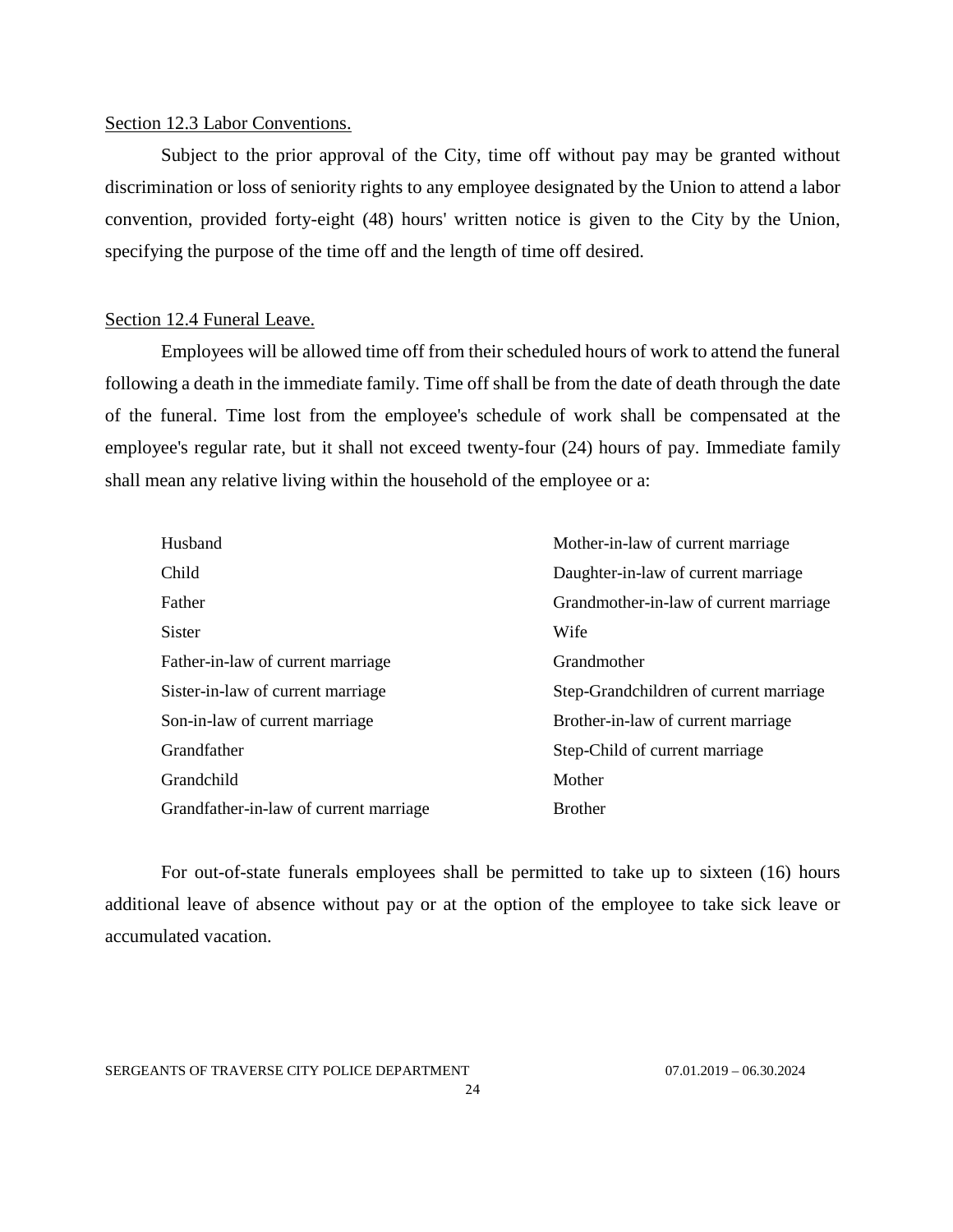Section 12.3 Labor Conventions.

Subject to the prior approval of the City, time off without pay may be granted without discrimination or loss of seniority rights to any employee designated by the Union to attend a labor convention, provided forty-eight (48) hours' written notice is given to the City by the Union, specifying the purpose of the time off and the length of time off desired.

Section 12.4 Funeral Leave.

Employees will be allowed time off from their scheduled hours of work to attend the funeral following a death in the immediate family. Time off shall be from the date of death through the date of the funeral. Time lost from the employee's schedule of work shall be compensated at the employee's regular rate, but it shall not exceed twenty-four (24) hours of pay. Immediate family shall mean any relative living within the household of the employee or a:

| | |
|---|---|
| Husband | Mother-in-law of current marriage |
| Child | Daughter-in-law of current marriage |
| Father | Grandmother-in-law of current marriage |
| Sister | Wife |
| Father-in-law of current marriage | Grandmother |
| Sister-in-law of current marriage | Step-Grandchildren of current marriage |
| Son-in-law of current marriage | Brother-in-law of current marriage |
| Grandfather | Step-Child of current marriage |
| Grandchild | Mother |
| Grandfather-in-law of current marriage | Brother |

For out-of-state funerals employees shall be permitted to take up to sixteen (16) hours additional leave of absence without pay or at the option of the employee to take sick leave or accumulated vacation.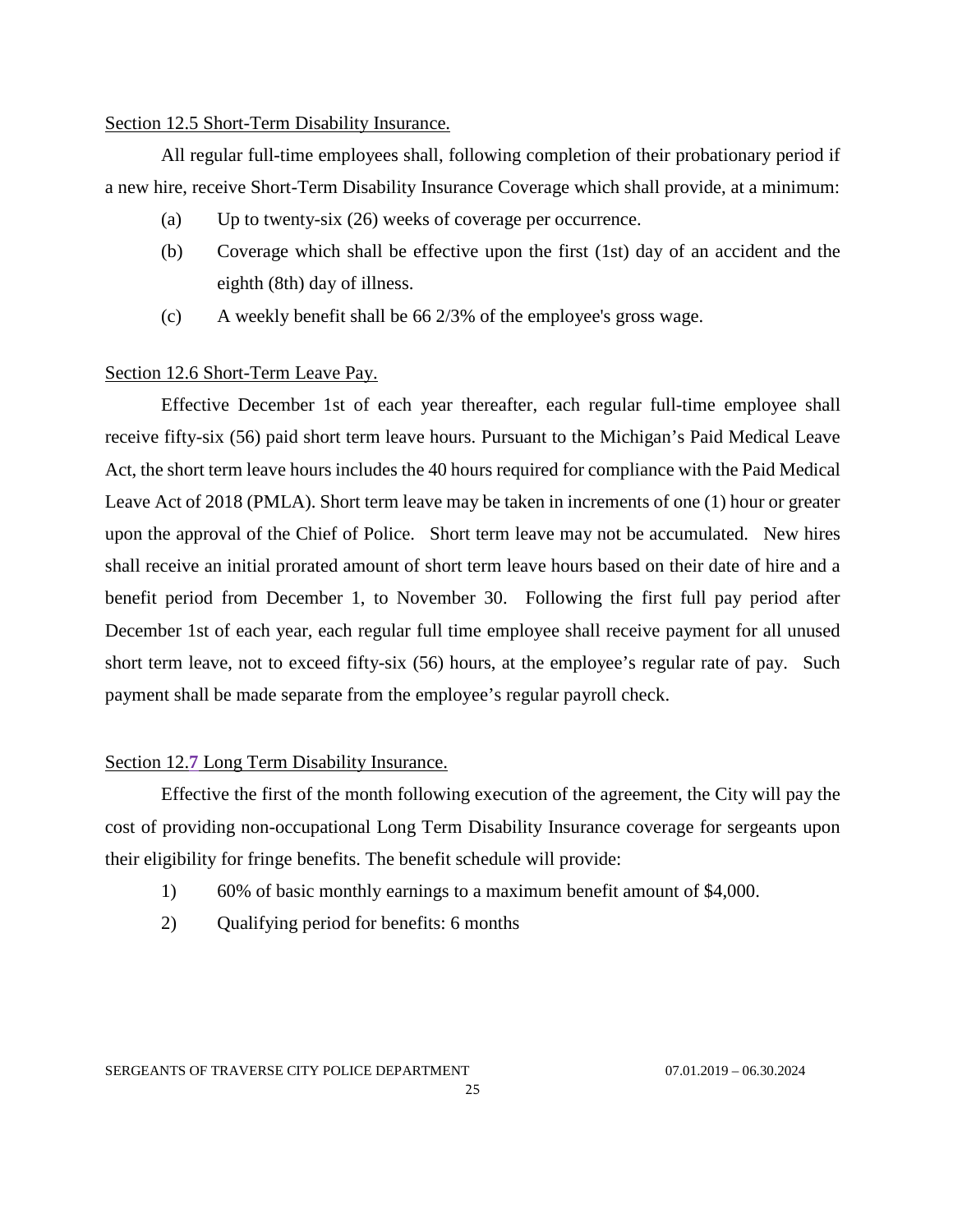Section 12.5 Short-Term Disability Insurance.

All regular full-time employees shall, following completion of their probationary period if a new hire, receive Short-Term Disability Insurance Coverage which shall provide, at a minimum:

(a) Up to twenty-six (26) weeks of coverage per occurrence.

(b) Coverage which shall be effective upon the first (1st) day of an accident and the eighth (8th) day of illness.

(c) A weekly benefit shall be 66 2/3% of the employee's gross wage.

Section 12.6 Short-Term Leave Pay.

Effective December 1st of each year thereafter, each regular full-time employee shall receive fifty-six (56) paid short term leave hours. Pursuant to the Michigan's Paid Medical Leave Act, the short term leave hours includes the 40 hours required for compliance with the Paid Medical Leave Act of 2018 (PMLA). Short term leave may be taken in increments of one (1) hour or greater upon the approval of the Chief of Police. Short term leave may not be accumulated. New hires shall receive an initial prorated amount of short term leave hours based on their date of hire and a benefit period from December 1, to November 30. Following the first full pay period after December 1st of each year, each regular full time employee shall receive payment for all unused short term leave, not to exceed fifty-six (56) hours, at the employee's regular rate of pay. Such payment shall be made separate from the employee's regular payroll check.

Section 12.7 Long Term Disability Insurance.

Effective the first of the month following execution of the agreement, the City will pay the cost of providing non-occupational Long Term Disability Insurance coverage for sergeants upon their eligibility for fringe benefits. The benefit schedule will provide:

1) 60% of basic monthly earnings to a maximum benefit amount of $4,000.

2) Qualifying period for benefits: 6 months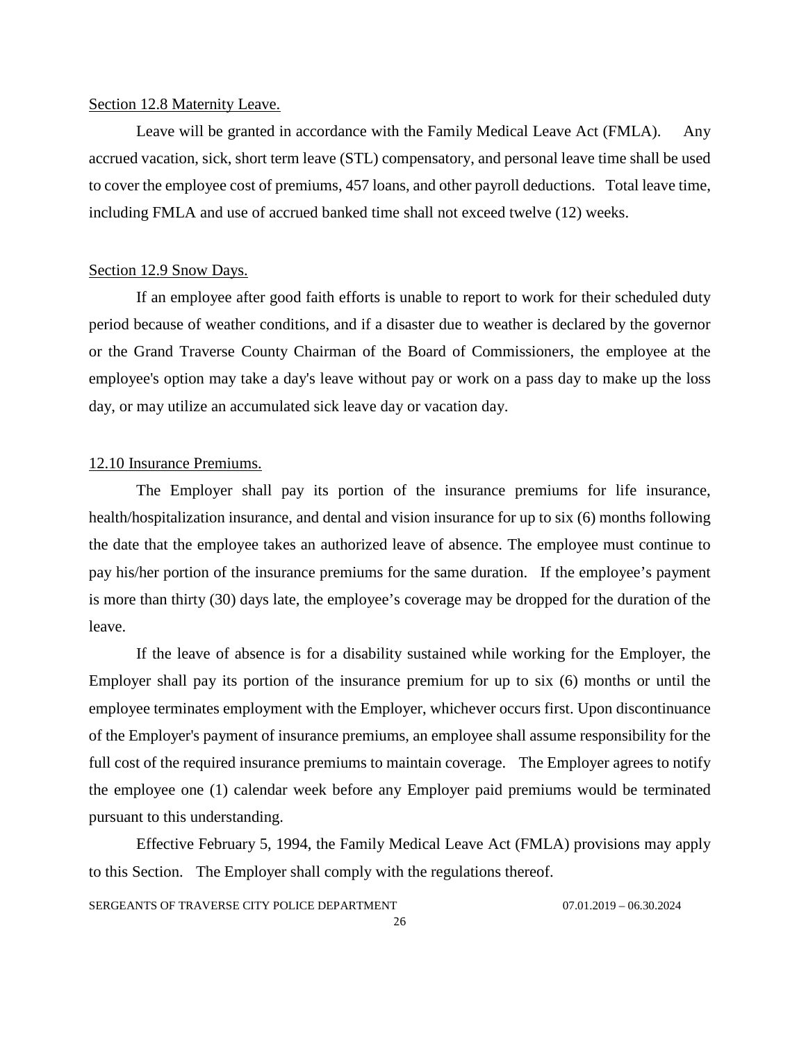Section 12.8 Maternity Leave.

Leave will be granted in accordance with the Family Medical Leave Act (FMLA). Any accrued vacation, sick, short term leave (STL) compensatory, and personal leave time shall be used to cover the employee cost of premiums, 457 loans, and other payroll deductions. Total leave time, including FMLA and use of accrued banked time shall not exceed twelve (12) weeks.

Section 12.9 Snow Days.

If an employee after good faith efforts is unable to report to work for their scheduled duty period because of weather conditions, and if a disaster due to weather is declared by the governor or the Grand Traverse County Chairman of the Board of Commissioners, the employee at the employee's option may take a day's leave without pay or work on a pass day to make up the loss day, or may utilize an accumulated sick leave day or vacation day.

12.10 Insurance Premiums.

The Employer shall pay its portion of the insurance premiums for life insurance, health/hospitalization insurance, and dental and vision insurance for up to six (6) months following the date that the employee takes an authorized leave of absence. The employee must continue to pay his/her portion of the insurance premiums for the same duration. If the employee's payment is more than thirty (30) days late, the employee's coverage may be dropped for the duration of the leave.

If the leave of absence is for a disability sustained while working for the Employer, the Employer shall pay its portion of the insurance premium for up to six (6) months or until the employee terminates employment with the Employer, whichever occurs first. Upon discontinuance of the Employer's payment of insurance premiums, an employee shall assume responsibility for the full cost of the required insurance premiums to maintain coverage. The Employer agrees to notify the employee one (1) calendar week before any Employer paid premiums would be terminated pursuant to this understanding.

Effective February 5, 1994, the Family Medical Leave Act (FMLA) provisions may apply to this Section. The Employer shall comply with the regulations thereof.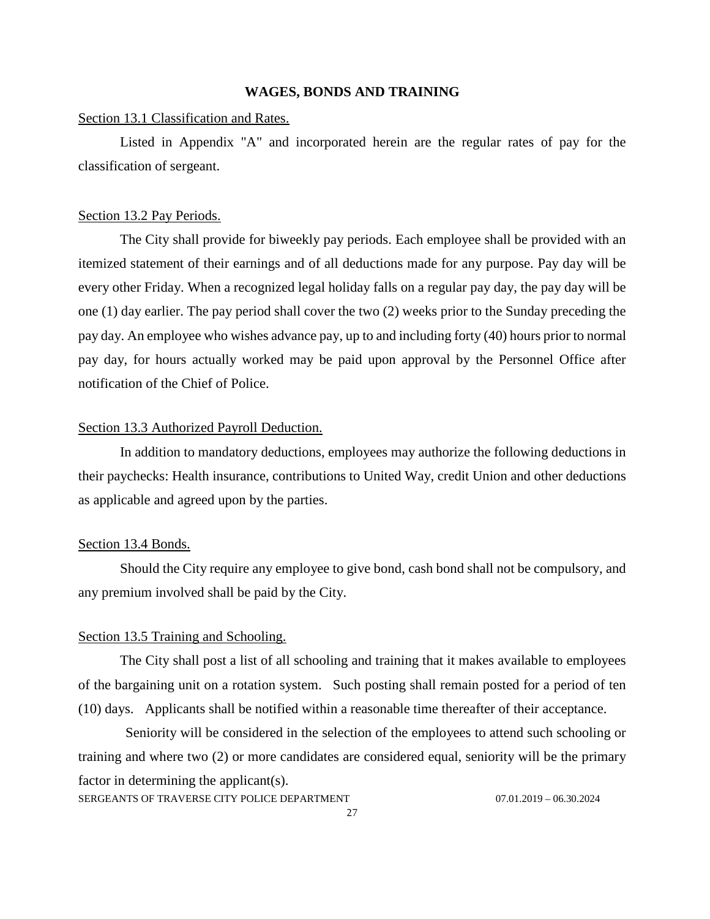## WAGES, BONDS AND TRAINING

Section 13.1 Classification and Rates.

Listed in Appendix "A" and incorporated herein are the regular rates of pay for the classification of sergeant.

Section 13.2 Pay Periods.

The City shall provide for biweekly pay periods. Each employee shall be provided with an itemized statement of their earnings and of all deductions made for any purpose. Pay day will be every other Friday. When a recognized legal holiday falls on a regular pay day, the pay day will be one (1) day earlier. The pay period shall cover the two (2) weeks prior to the Sunday preceding the pay day. An employee who wishes advance pay, up to and including forty (40) hours prior to normal pay day, for hours actually worked may be paid upon approval by the Personnel Office after notification of the Chief of Police.

Section 13.3 Authorized Payroll Deduction.

In addition to mandatory deductions, employees may authorize the following deductions in their paychecks: Health insurance, contributions to United Way, credit Union and other deductions as applicable and agreed upon by the parties.

Section 13.4 Bonds.

Should the City require any employee to give bond, cash bond shall not be compulsory, and any premium involved shall be paid by the City.

Section 13.5 Training and Schooling.

The City shall post a list of all schooling and training that it makes available to employees of the bargaining unit on a rotation system. Such posting shall remain posted for a period of ten (10) days. Applicants shall be notified within a reasonable time thereafter of their acceptance.

Seniority will be considered in the selection of the employees to attend such schooling or training and where two (2) or more candidates are considered equal, seniority will be the primary factor in determining the applicant(s).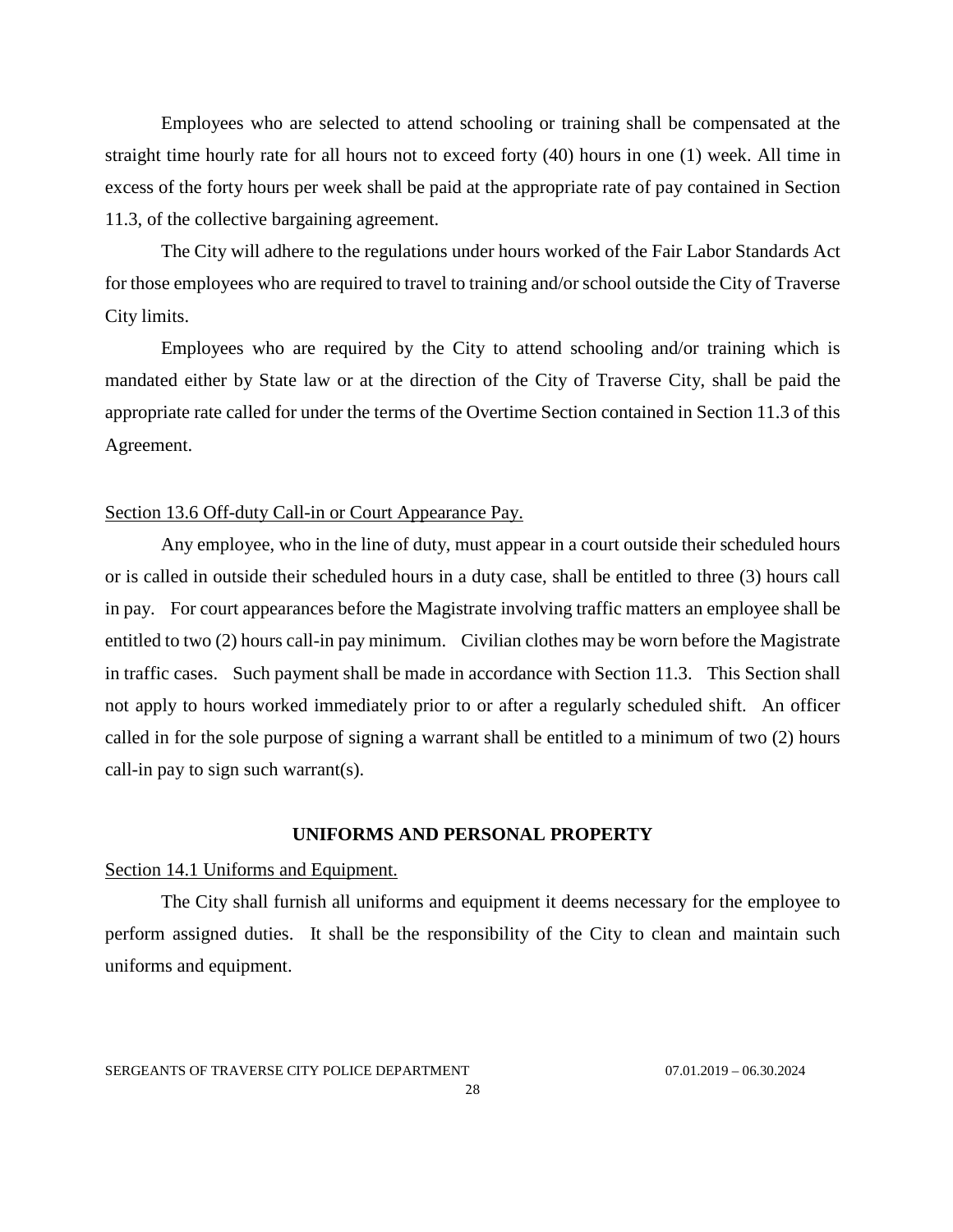Employees who are selected to attend schooling or training shall be compensated at the straight time hourly rate for all hours not to exceed forty (40) hours in one (1) week. All time in excess of the forty hours per week shall be paid at the appropriate rate of pay contained in Section 11.3, of the collective bargaining agreement.

The City will adhere to the regulations under hours worked of the Fair Labor Standards Act for those employees who are required to travel to training and/or school outside the City of Traverse City limits.

Employees who are required by the City to attend schooling and/or training which is mandated either by State law or at the direction of the City of Traverse City, shall be paid the appropriate rate called for under the terms of the Overtime Section contained in Section 11.3 of this Agreement.

Section 13.6 Off-duty Call-in or Court Appearance Pay.

Any employee, who in the line of duty, must appear in a court outside their scheduled hours or is called in outside their scheduled hours in a duty case, shall be entitled to three (3) hours call in pay. For court appearances before the Magistrate involving traffic matters an employee shall be entitled to two (2) hours call-in pay minimum. Civilian clothes may be worn before the Magistrate in traffic cases. Such payment shall be made in accordance with Section 11.3. This Section shall not apply to hours worked immediately prior to or after a regularly scheduled shift. An officer called in for the sole purpose of signing a warrant shall be entitled to a minimum of two (2) hours call-in pay to sign such warrant(s).

## UNIFORMS AND PERSONAL PROPERTY

Section 14.1 Uniforms and Equipment.

The City shall furnish all uniforms and equipment it deems necessary for the employee to perform assigned duties. It shall be the responsibility of the City to clean and maintain such uniforms and equipment.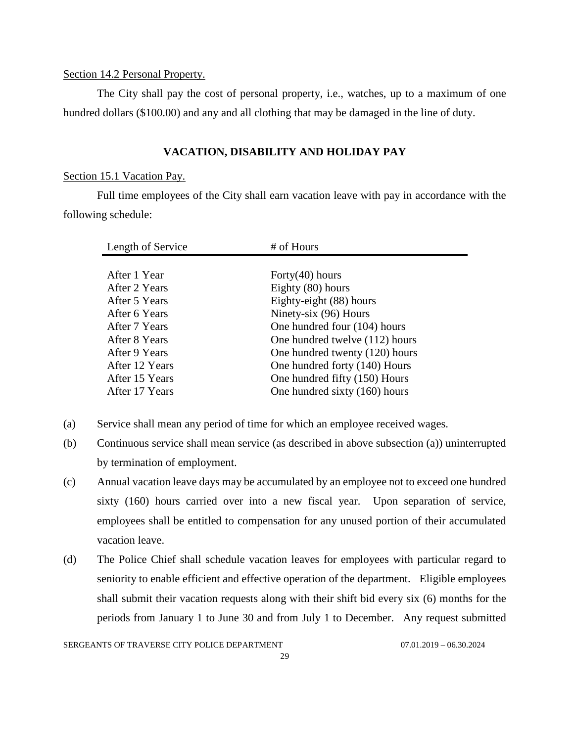Section 14.2 Personal Property.

The City shall pay the cost of personal property, i.e., watches, up to a maximum of one hundred dollars ($100.00) and any and all clothing that may be damaged in the line of duty.

## VACATION, DISABILITY AND HOLIDAY PAY

Section 15.1 Vacation Pay.

Full time employees of the City shall earn vacation leave with pay in accordance with the following schedule:

| Length of Service | # of Hours |
|---|---|
| After 1 Year | Forty(40) hours |
| After 2 Years | Eighty (80) hours |
| After 5 Years | Eighty-eight (88) hours |
| After 6 Years | Ninety-six (96) Hours |
| After 7 Years | One hundred four (104) hours |
| After 8 Years | One hundred twelve (112) hours |
| After 9 Years | One hundred twenty (120) hours |
| After 12 Years | One hundred forty (140) Hours |
| After 15 Years | One hundred fifty (150) Hours |
| After 17 Years | One hundred sixty (160) hours |

(a) Service shall mean any period of time for which an employee received wages.

(b) Continuous service shall mean service (as described in above subsection (a)) uninterrupted by termination of employment.

(c) Annual vacation leave days may be accumulated by an employee not to exceed one hundred sixty (160) hours carried over into a new fiscal year. Upon separation of service, employees shall be entitled to compensation for any unused portion of their accumulated vacation leave.

(d) The Police Chief shall schedule vacation leaves for employees with particular regard to seniority to enable efficient and effective operation of the department. Eligible employees shall submit their vacation requests along with their shift bid every six (6) months for the periods from January 1 to June 30 and from July 1 to December. Any request submitted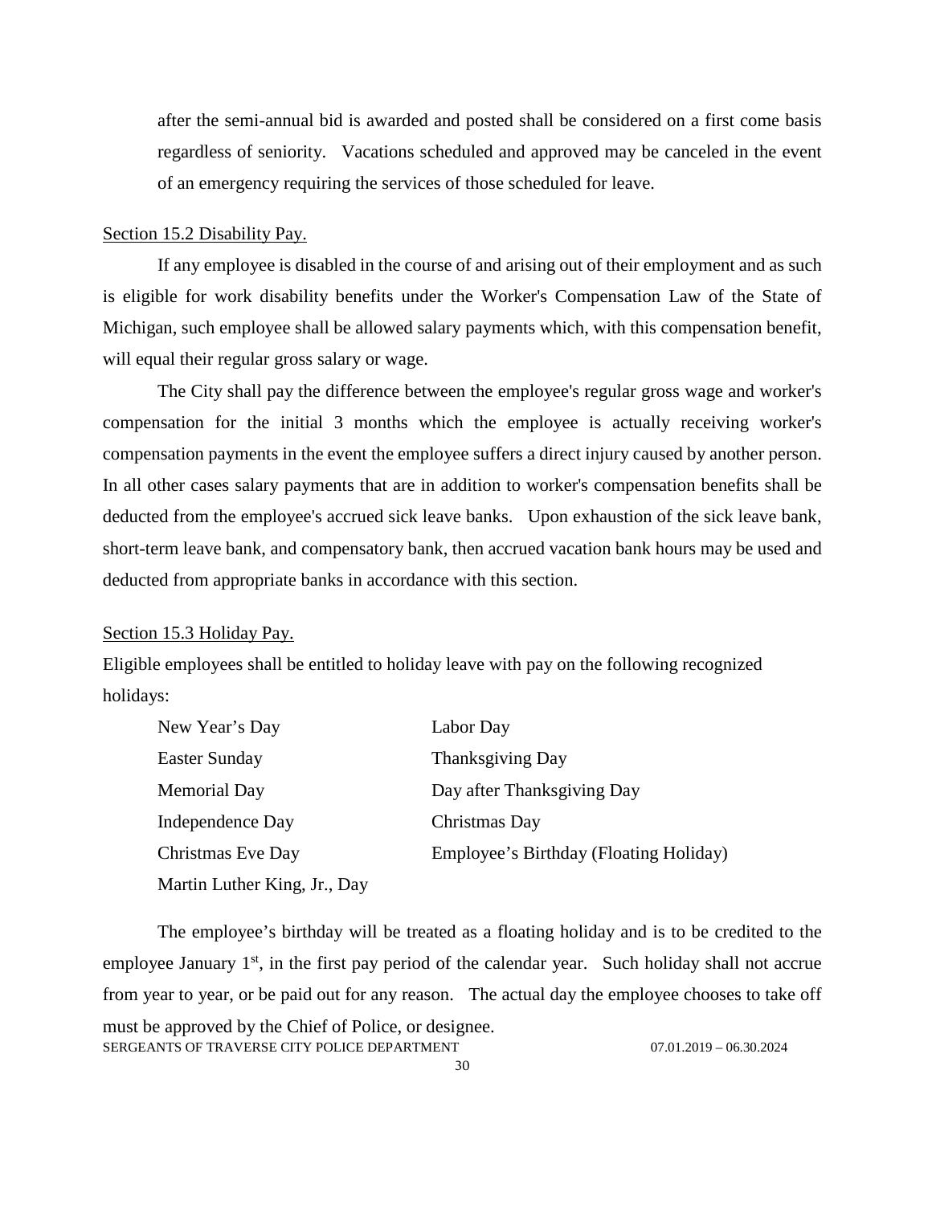after the semi-annual bid is awarded and posted shall be considered on a first come basis regardless of seniority. Vacations scheduled and approved may be canceled in the event of an emergency requiring the services of those scheduled for leave.

Section 15.2 Disability Pay.

If any employee is disabled in the course of and arising out of their employment and as such is eligible for work disability benefits under the Worker's Compensation Law of the State of Michigan, such employee shall be allowed salary payments which, with this compensation benefit, will equal their regular gross salary or wage.

The City shall pay the difference between the employee's regular gross wage and worker's compensation for the initial 3 months which the employee is actually receiving worker's compensation payments in the event the employee suffers a direct injury caused by another person. In all other cases salary payments that are in addition to worker's compensation benefits shall be deducted from the employee's accrued sick leave banks. Upon exhaustion of the sick leave bank, short-term leave bank, and compensatory bank, then accrued vacation bank hours may be used and deducted from appropriate banks in accordance with this section.

Section 15.3 Holiday Pay.

Eligible employees shall be entitled to holiday leave with pay on the following recognized holidays:

| | |
|---|---|
| New Year's Day | Labor Day |
| Easter Sunday | Thanksgiving Day |
| Memorial Day | Day after Thanksgiving Day |
| Independence Day | Christmas Day |
| Christmas Eve Day | Employee's Birthday (Floating Holiday) |
| Martin Luther King, Jr., Day | |

The employee's birthday will be treated as a floating holiday and is to be credited to the employee January 1st, in the first pay period of the calendar year. Such holiday shall not accrue from year to year, or be paid out for any reason. The actual day the employee chooses to take off must be approved by the Chief of Police, or designee.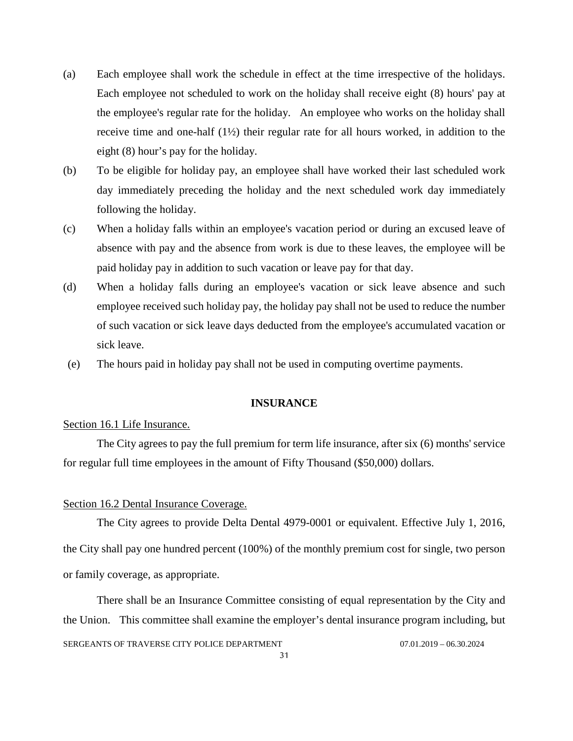(a) Each employee shall work the schedule in effect at the time irrespective of the holidays. Each employee not scheduled to work on the holiday shall receive eight (8) hours' pay at the employee's regular rate for the holiday. An employee who works on the holiday shall receive time and one-half (1½) their regular rate for all hours worked, in addition to the eight (8) hour's pay for the holiday.

(b) To be eligible for holiday pay, an employee shall have worked their last scheduled work day immediately preceding the holiday and the next scheduled work day immediately following the holiday.

(c) When a holiday falls within an employee's vacation period or during an excused leave of absence with pay and the absence from work is due to these leaves, the employee will be paid holiday pay in addition to such vacation or leave pay for that day.

(d) When a holiday falls during an employee's vacation or sick leave absence and such employee received such holiday pay, the holiday pay shall not be used to reduce the number of such vacation or sick leave days deducted from the employee's accumulated vacation or sick leave.

(e) The hours paid in holiday pay shall not be used in computing overtime payments.

## INSURANCE

Section 16.1 Life Insurance.

The City agrees to pay the full premium for term life insurance, after six (6) months' service for regular full time employees in the amount of Fifty Thousand ($50,000) dollars.

Section 16.2 Dental Insurance Coverage.

The City agrees to provide Delta Dental 4979-0001 or equivalent. Effective July 1, 2016, the City shall pay one hundred percent (100%) of the monthly premium cost for single, two person or family coverage, as appropriate.

There shall be an Insurance Committee consisting of equal representation by the City and the Union. This committee shall examine the employer's dental insurance program including, but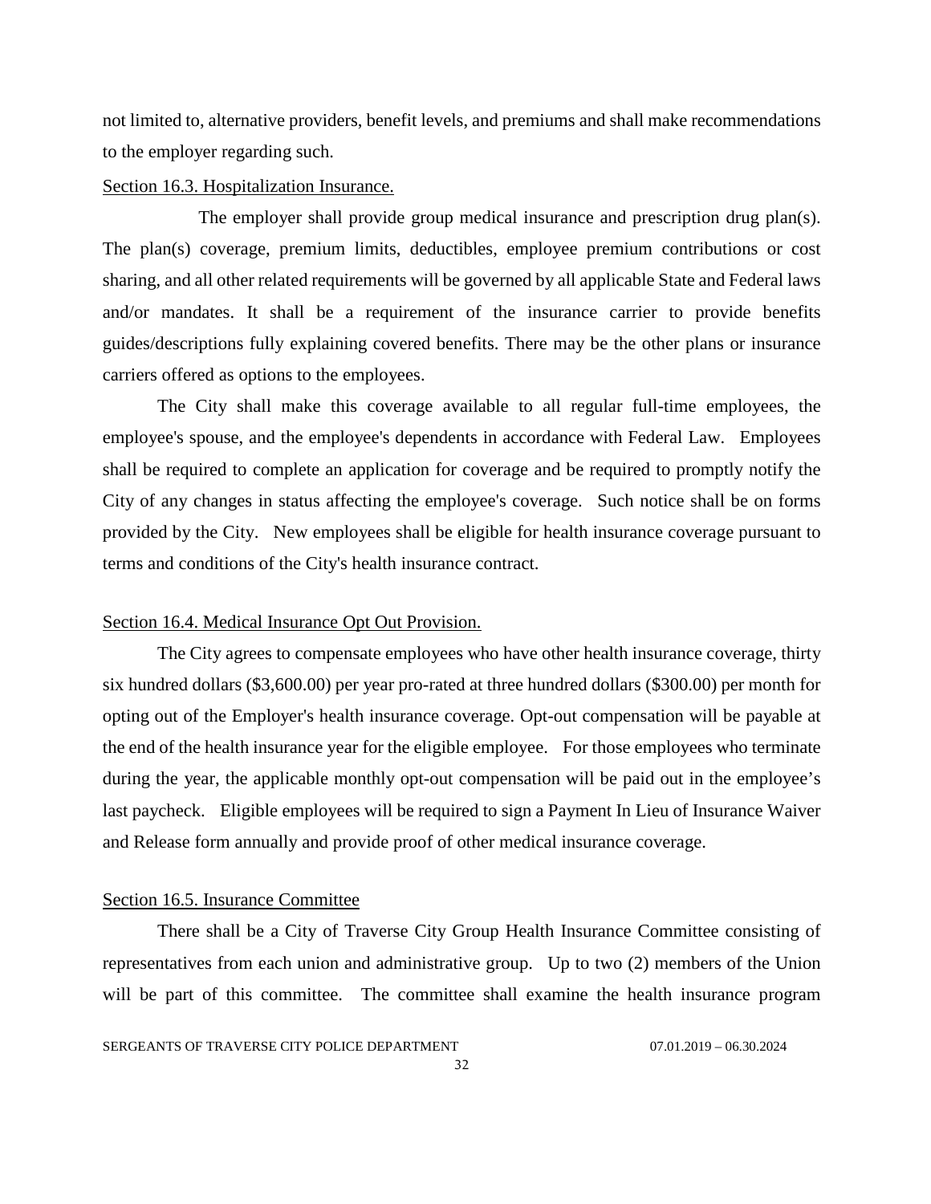not limited to, alternative providers, benefit levels, and premiums and shall make recommendations to the employer regarding such.

Section 16.3. Hospitalization Insurance.

The employer shall provide group medical insurance and prescription drug plan(s). The plan(s) coverage, premium limits, deductibles, employee premium contributions or cost sharing, and all other related requirements will be governed by all applicable State and Federal laws and/or mandates. It shall be a requirement of the insurance carrier to provide benefits guides/descriptions fully explaining covered benefits. There may be the other plans or insurance carriers offered as options to the employees.

The City shall make this coverage available to all regular full-time employees, the employee's spouse, and the employee's dependents in accordance with Federal Law. Employees shall be required to complete an application for coverage and be required to promptly notify the City of any changes in status affecting the employee's coverage. Such notice shall be on forms provided by the City. New employees shall be eligible for health insurance coverage pursuant to terms and conditions of the City's health insurance contract.

Section 16.4. Medical Insurance Opt Out Provision.

The City agrees to compensate employees who have other health insurance coverage, thirty six hundred dollars ($3,600.00) per year pro-rated at three hundred dollars ($300.00) per month for opting out of the Employer's health insurance coverage. Opt-out compensation will be payable at the end of the health insurance year for the eligible employee. For those employees who terminate during the year, the applicable monthly opt-out compensation will be paid out in the employee's last paycheck. Eligible employees will be required to sign a Payment In Lieu of Insurance Waiver and Release form annually and provide proof of other medical insurance coverage.

Section 16.5. Insurance Committee

There shall be a City of Traverse City Group Health Insurance Committee consisting of representatives from each union and administrative group. Up to two (2) members of the Union will be part of this committee. The committee shall examine the health insurance program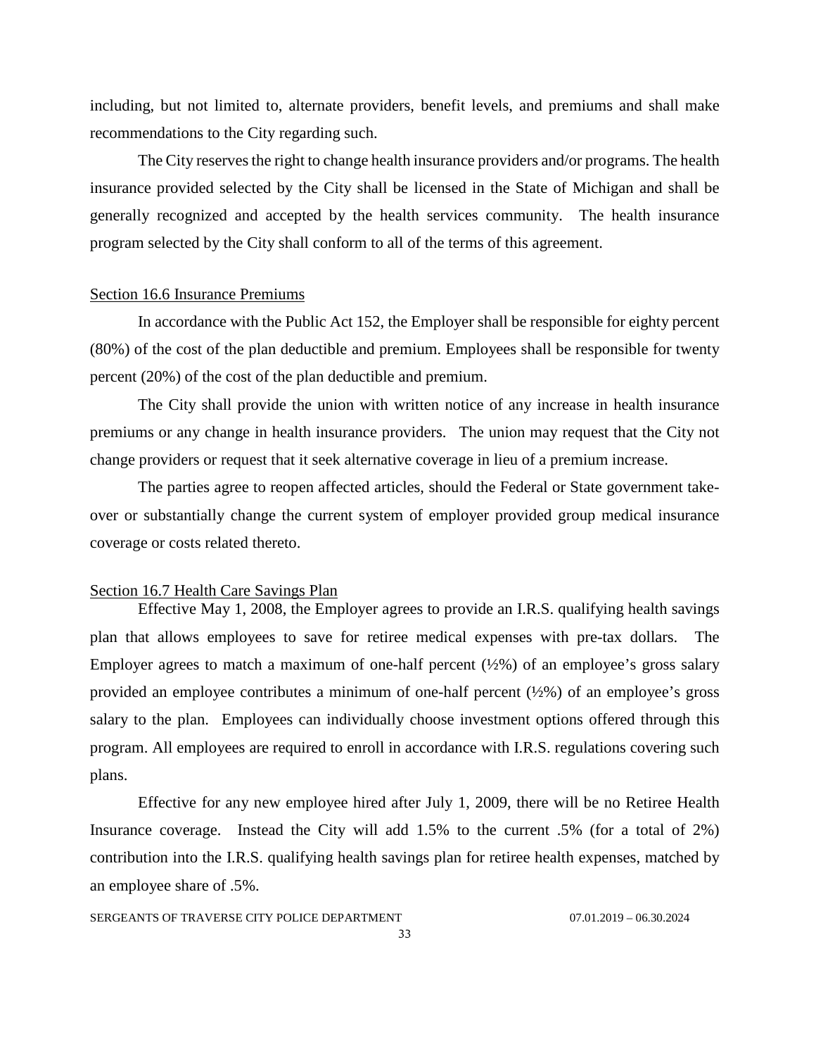including, but not limited to, alternate providers, benefit levels, and premiums and shall make recommendations to the City regarding such.

The City reserves the right to change health insurance providers and/or programs. The health insurance provided selected by the City shall be licensed in the State of Michigan and shall be generally recognized and accepted by the health services community. The health insurance program selected by the City shall conform to all of the terms of this agreement.

## Section 16.6 Insurance Premiums

In accordance with the Public Act 152, the Employer shall be responsible for eighty percent (80%) of the cost of the plan deductible and premium. Employees shall be responsible for twenty percent (20%) of the cost of the plan deductible and premium.

The City shall provide the union with written notice of any increase in health insurance premiums or any change in health insurance providers. The union may request that the City not change providers or request that it seek alternative coverage in lieu of a premium increase.

The parties agree to reopen affected articles, should the Federal or State government take-over or substantially change the current system of employer provided group medical insurance coverage or costs related thereto.

## Section 16.7 Health Care Savings Plan

Effective May 1, 2008, the Employer agrees to provide an I.R.S. qualifying health savings plan that allows employees to save for retiree medical expenses with pre-tax dollars. The Employer agrees to match a maximum of one-half percent (½%) of an employee's gross salary provided an employee contributes a minimum of one-half percent (½%) of an employee's gross salary to the plan. Employees can individually choose investment options offered through this program. All employees are required to enroll in accordance with I.R.S. regulations covering such plans.

Effective for any new employee hired after July 1, 2009, there will be no Retiree Health Insurance coverage. Instead the City will add 1.5% to the current .5% (for a total of 2%) contribution into the I.R.S. qualifying health savings plan for retiree health expenses, matched by an employee share of .5%.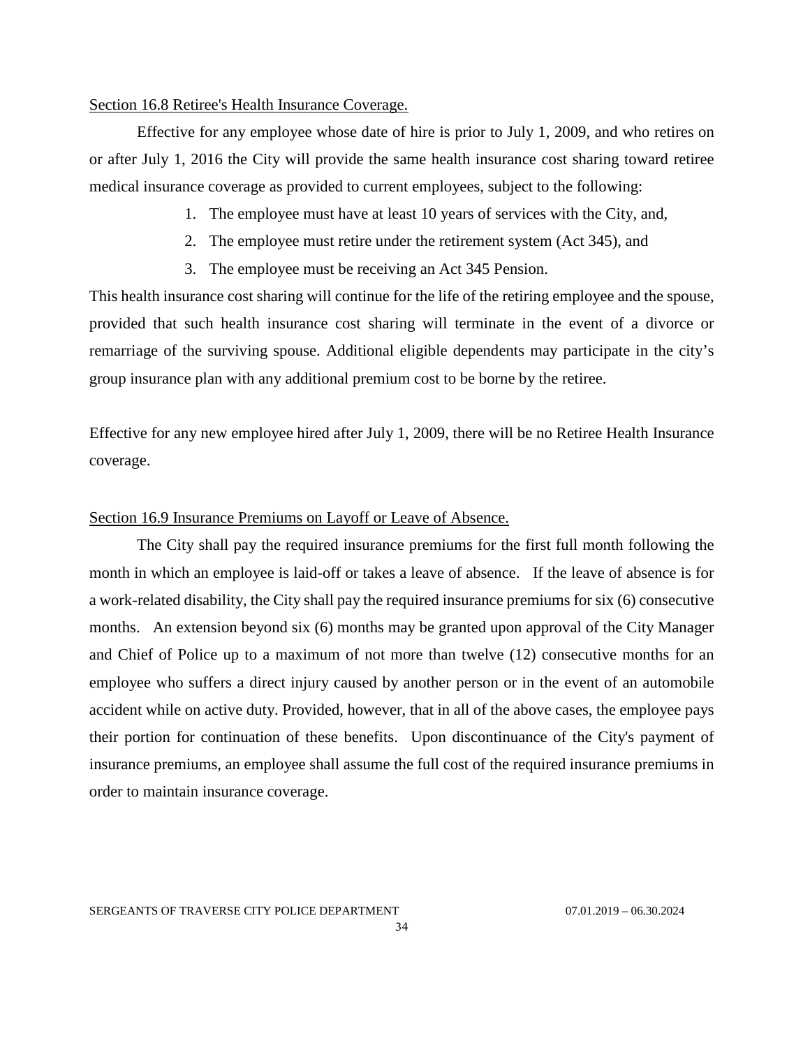Section 16.8 Retiree's Health Insurance Coverage.

Effective for any employee whose date of hire is prior to July 1, 2009, and who retires on or after July 1, 2016 the City will provide the same health insurance cost sharing toward retiree medical insurance coverage as provided to current employees, subject to the following:

1. The employee must have at least 10 years of services with the City, and,
2. The employee must retire under the retirement system (Act 345), and
3. The employee must be receiving an Act 345 Pension.

This health insurance cost sharing will continue for the life of the retiring employee and the spouse, provided that such health insurance cost sharing will terminate in the event of a divorce or remarriage of the surviving spouse. Additional eligible dependents may participate in the city's group insurance plan with any additional premium cost to be borne by the retiree.

Effective for any new employee hired after July 1, 2009, there will be no Retiree Health Insurance coverage.

Section 16.9 Insurance Premiums on Layoff or Leave of Absence.

The City shall pay the required insurance premiums for the first full month following the month in which an employee is laid-off or takes a leave of absence. If the leave of absence is for a work-related disability, the City shall pay the required insurance premiums for six (6) consecutive months. An extension beyond six (6) months may be granted upon approval of the City Manager and Chief of Police up to a maximum of not more than twelve (12) consecutive months for an employee who suffers a direct injury caused by another person or in the event of an automobile accident while on active duty. Provided, however, that in all of the above cases, the employee pays their portion for continuation of these benefits. Upon discontinuance of the City's payment of insurance premiums, an employee shall assume the full cost of the required insurance premiums in order to maintain insurance coverage.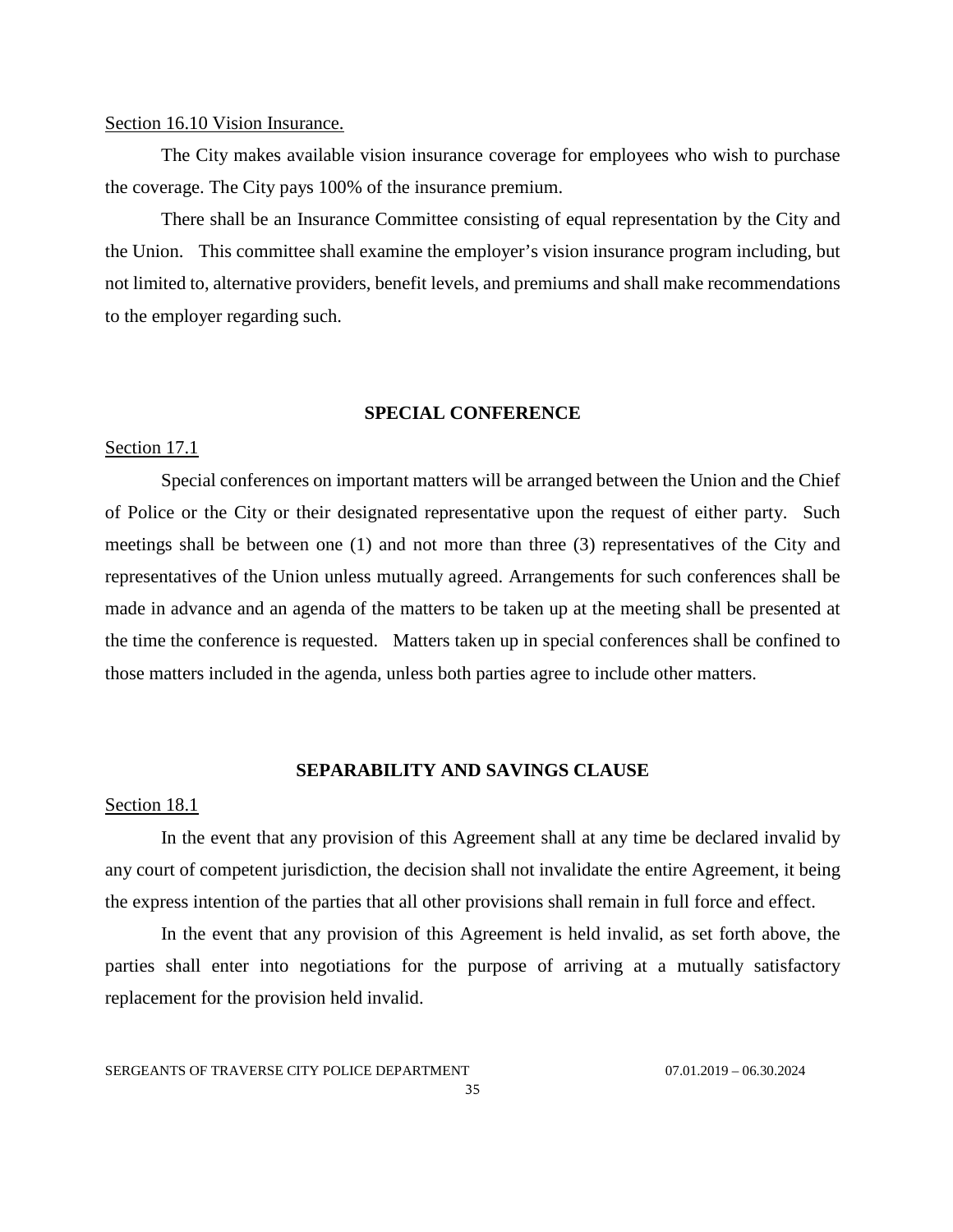Section 16.10 Vision Insurance.

The City makes available vision insurance coverage for employees who wish to purchase the coverage. The City pays 100% of the insurance premium.

There shall be an Insurance Committee consisting of equal representation by the City and the Union. This committee shall examine the employer's vision insurance program including, but not limited to, alternative providers, benefit levels, and premiums and shall make recommendations to the employer regarding such.

## SPECIAL CONFERENCE

Section 17.1

Special conferences on important matters will be arranged between the Union and the Chief of Police or the City or their designated representative upon the request of either party. Such meetings shall be between one (1) and not more than three (3) representatives of the City and representatives of the Union unless mutually agreed. Arrangements for such conferences shall be made in advance and an agenda of the matters to be taken up at the meeting shall be presented at the time the conference is requested. Matters taken up in special conferences shall be confined to those matters included in the agenda, unless both parties agree to include other matters.

## SEPARABILITY AND SAVINGS CLAUSE

Section 18.1

In the event that any provision of this Agreement shall at any time be declared invalid by any court of competent jurisdiction, the decision shall not invalidate the entire Agreement, it being the express intention of the parties that all other provisions shall remain in full force and effect.

In the event that any provision of this Agreement is held invalid, as set forth above, the parties shall enter into negotiations for the purpose of arriving at a mutually satisfactory replacement for the provision held invalid.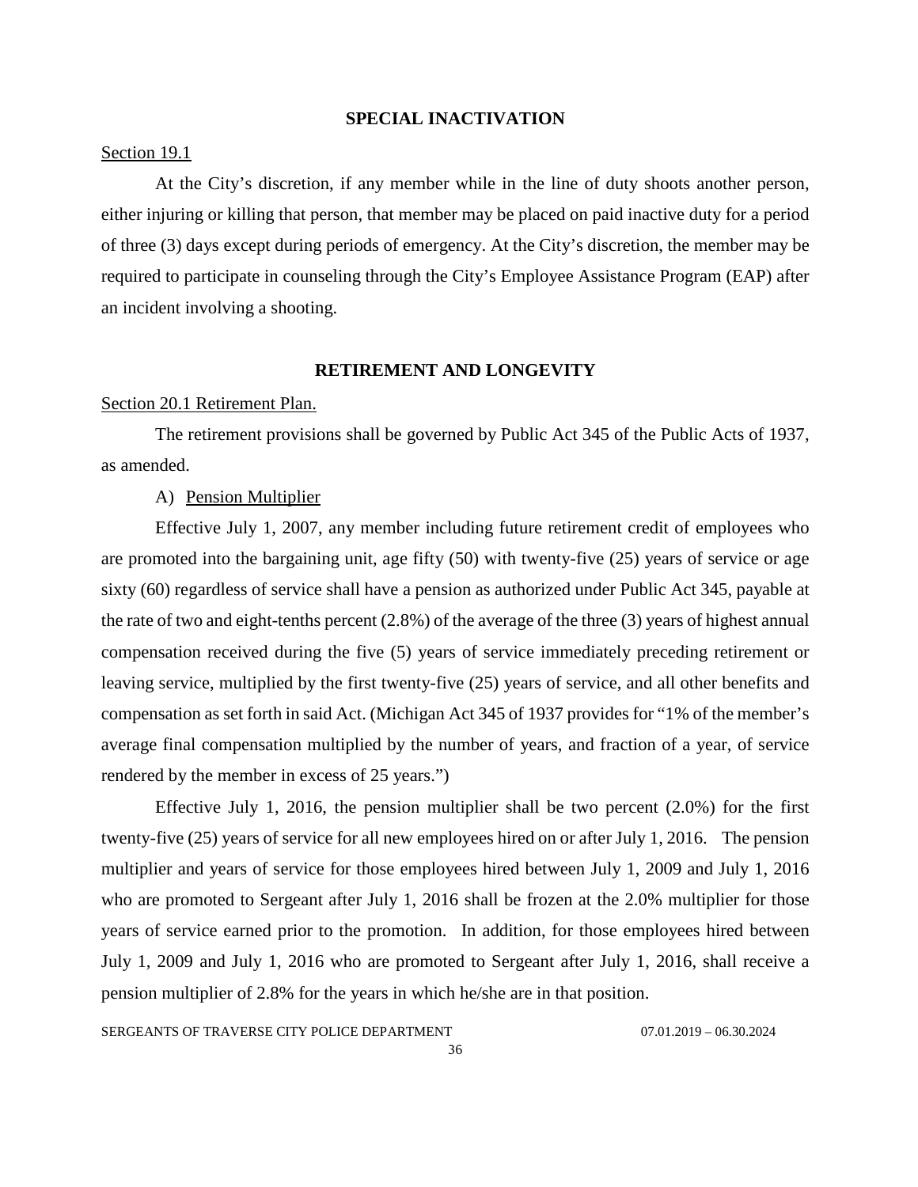## SPECIAL INACTIVATION

Section 19.1

At the City's discretion, if any member while in the line of duty shoots another person, either injuring or killing that person, that member may be placed on paid inactive duty for a period of three (3) days except during periods of emergency. At the City's discretion, the member may be required to participate in counseling through the City's Employee Assistance Program (EAP) after an incident involving a shooting.

## RETIREMENT AND LONGEVITY

Section 20.1 Retirement Plan.

The retirement provisions shall be governed by Public Act 345 of the Public Acts of 1937, as amended.

A) Pension Multiplier

Effective July 1, 2007, any member including future retirement credit of employees who are promoted into the bargaining unit, age fifty (50) with twenty-five (25) years of service or age sixty (60) regardless of service shall have a pension as authorized under Public Act 345, payable at the rate of two and eight-tenths percent (2.8%) of the average of the three (3) years of highest annual compensation received during the five (5) years of service immediately preceding retirement or leaving service, multiplied by the first twenty-five (25) years of service, and all other benefits and compensation as set forth in said Act. (Michigan Act 345 of 1937 provides for "1% of the member's average final compensation multiplied by the number of years, and fraction of a year, of service rendered by the member in excess of 25 years.")

Effective July 1, 2016, the pension multiplier shall be two percent (2.0%) for the first twenty-five (25) years of service for all new employees hired on or after July 1, 2016. The pension multiplier and years of service for those employees hired between July 1, 2009 and July 1, 2016 who are promoted to Sergeant after July 1, 2016 shall be frozen at the 2.0% multiplier for those years of service earned prior to the promotion. In addition, for those employees hired between July 1, 2009 and July 1, 2016 who are promoted to Sergeant after July 1, 2016, shall receive a pension multiplier of 2.8% for the years in which he/she are in that position.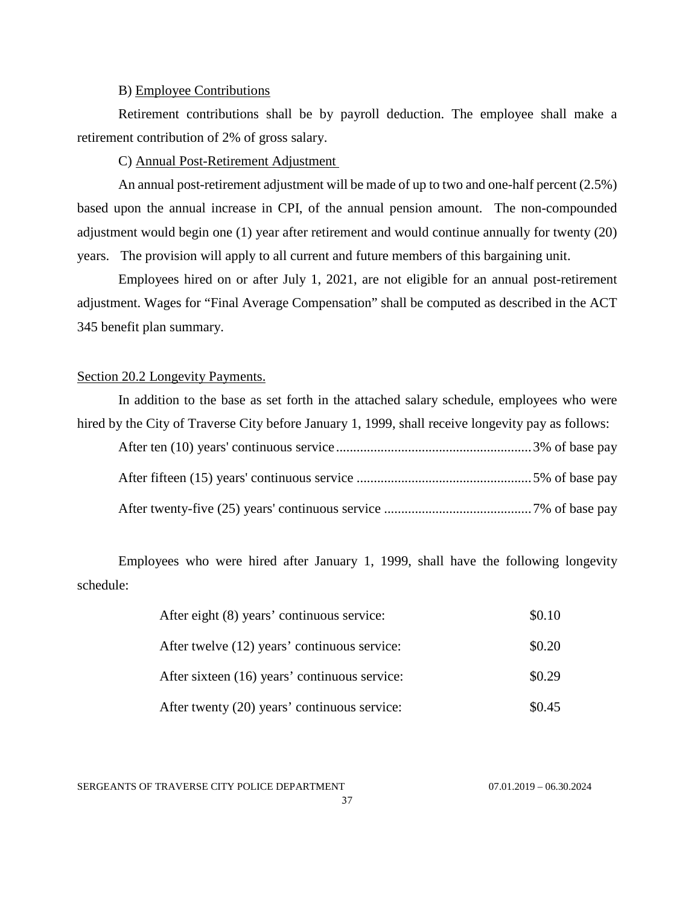B) Employee Contributions

Retirement contributions shall be by payroll deduction. The employee shall make a retirement contribution of 2% of gross salary.

C) Annual Post-Retirement Adjustment

An annual post-retirement adjustment will be made of up to two and one-half percent (2.5%) based upon the annual increase in CPI, of the annual pension amount. The non-compounded adjustment would begin one (1) year after retirement and would continue annually for twenty (20) years. The provision will apply to all current and future members of this bargaining unit.

Employees hired on or after July 1, 2021, are not eligible for an annual post-retirement adjustment. Wages for "Final Average Compensation" shall be computed as described in the ACT 345 benefit plan summary.

Section 20.2 Longevity Payments.

In addition to the base as set forth in the attached salary schedule, employees who were hired by the City of Traverse City before January 1, 1999, shall receive longevity pay as follows:

After ten (10) years' continuous service ........................................................ 3% of base pay

After fifteen (15) years' continuous service .................................................. 5% of base pay

After twenty-five (25) years' continuous service .......................................... 7% of base pay

Employees who were hired after January 1, 1999, shall have the following longevity schedule:

| | |
|---|---|
| After eight (8) years' continuous service: | \$0.10 |
| After twelve (12) years' continuous service: | \$0.20 |
| After sixteen (16) years' continuous service: | \$0.29 |
| After twenty (20) years' continuous service: | \$0.45 |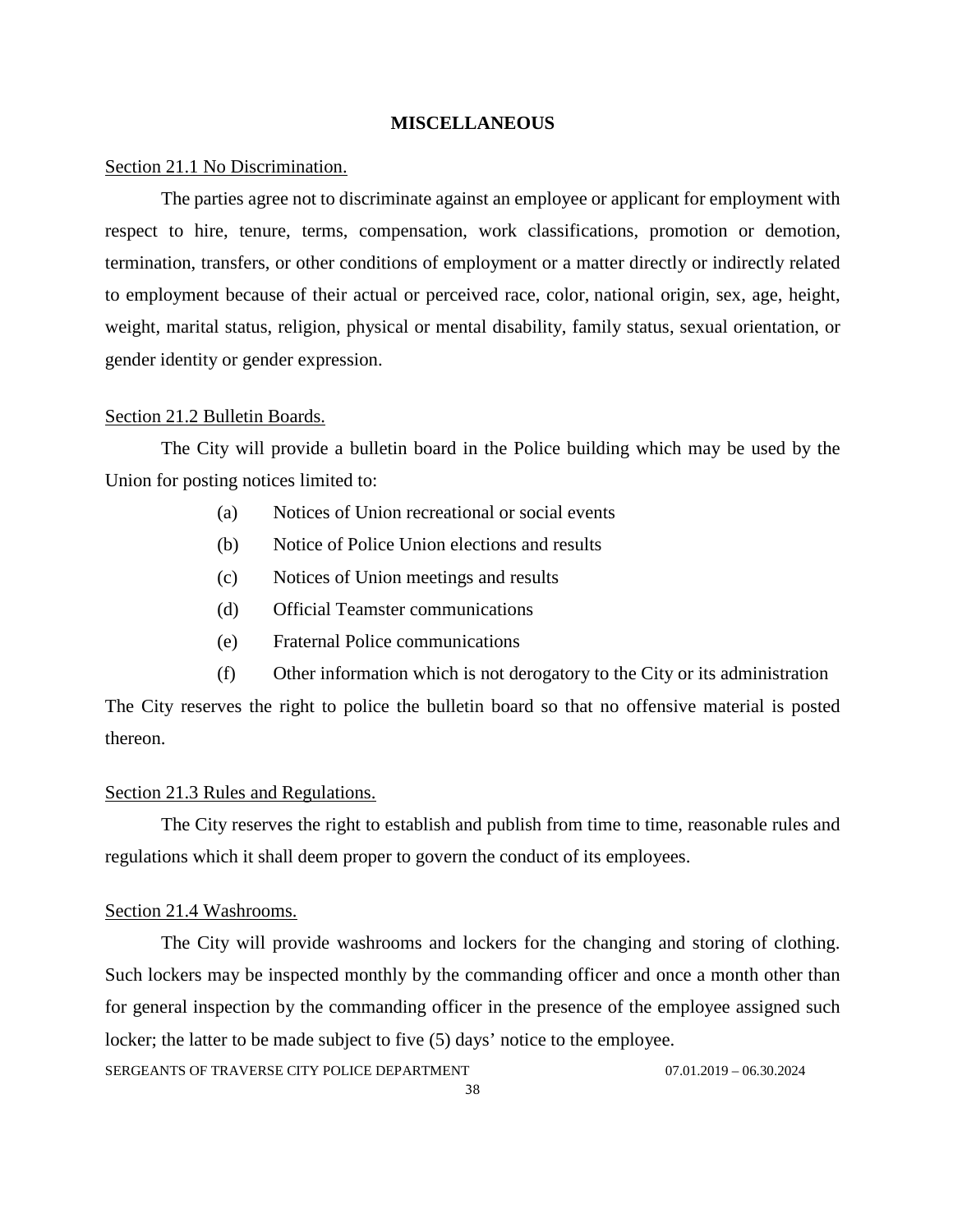## MISCELLANEOUS

Section 21.1 No Discrimination.

The parties agree not to discriminate against an employee or applicant for employment with respect to hire, tenure, terms, compensation, work classifications, promotion or demotion, termination, transfers, or other conditions of employment or a matter directly or indirectly related to employment because of their actual or perceived race, color, national origin, sex, age, height, weight, marital status, religion, physical or mental disability, family status, sexual orientation, or gender identity or gender expression.

Section 21.2 Bulletin Boards.

The City will provide a bulletin board in the Police building which may be used by the Union for posting notices limited to:

(a) Notices of Union recreational or social events

(b) Notice of Police Union elections and results

(c) Notices of Union meetings and results

(d) Official Teamster communications

(e) Fraternal Police communications

(f) Other information which is not derogatory to the City or its administration

The City reserves the right to police the bulletin board so that no offensive material is posted thereon.

Section 21.3 Rules and Regulations.

The City reserves the right to establish and publish from time to time, reasonable rules and regulations which it shall deem proper to govern the conduct of its employees.

Section 21.4 Washrooms.

The City will provide washrooms and lockers for the changing and storing of clothing. Such lockers may be inspected monthly by the commanding officer and once a month other than for general inspection by the commanding officer in the presence of the employee assigned such locker; the latter to be made subject to five (5) days' notice to the employee.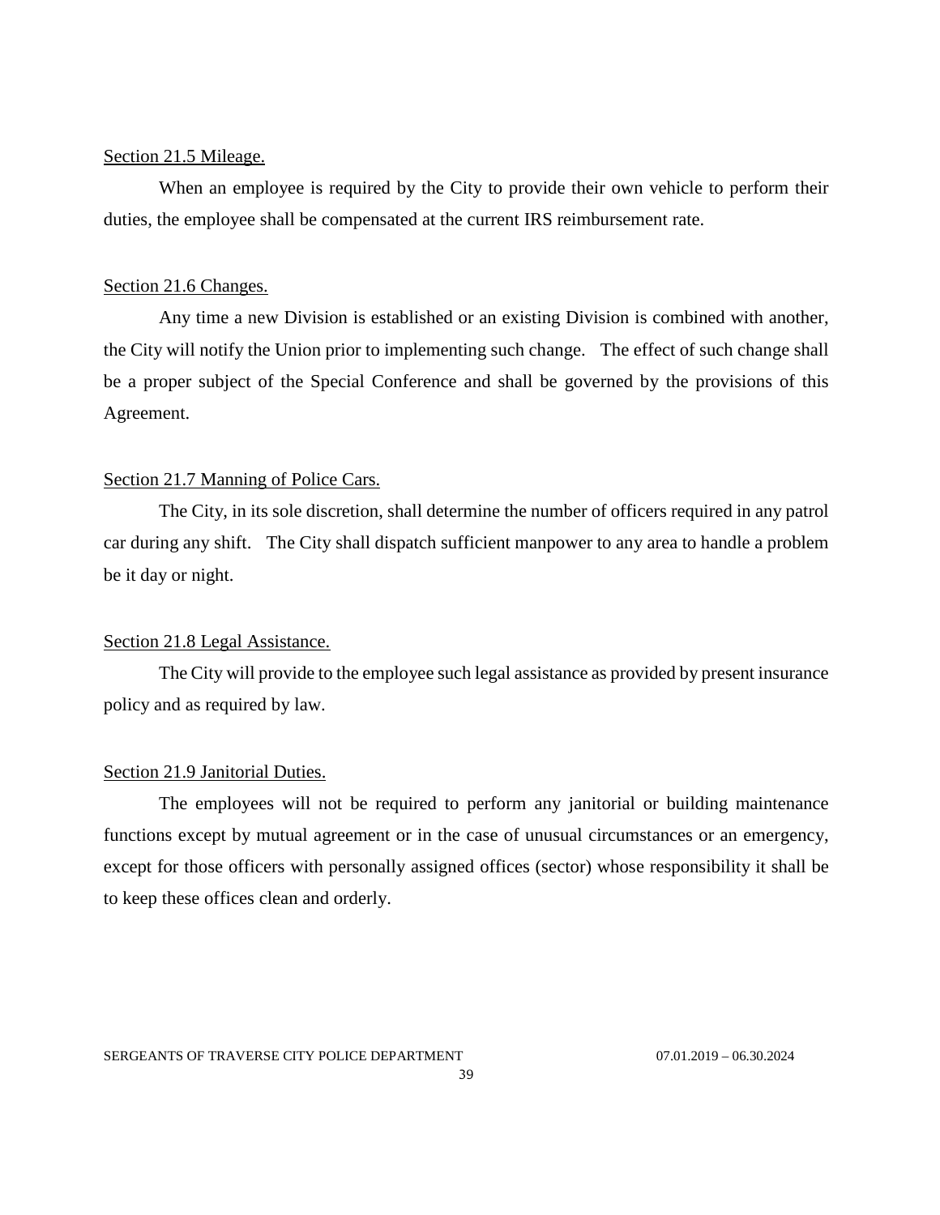Section 21.5 Mileage.

When an employee is required by the City to provide their own vehicle to perform their duties, the employee shall be compensated at the current IRS reimbursement rate.

Section 21.6 Changes.

Any time a new Division is established or an existing Division is combined with another, the City will notify the Union prior to implementing such change. The effect of such change shall be a proper subject of the Special Conference and shall be governed by the provisions of this Agreement.

Section 21.7 Manning of Police Cars.

The City, in its sole discretion, shall determine the number of officers required in any patrol car during any shift. The City shall dispatch sufficient manpower to any area to handle a problem be it day or night.

Section 21.8 Legal Assistance.

The City will provide to the employee such legal assistance as provided by present insurance policy and as required by law.

Section 21.9 Janitorial Duties.

The employees will not be required to perform any janitorial or building maintenance functions except by mutual agreement or in the case of unusual circumstances or an emergency, except for those officers with personally assigned offices (sector) whose responsibility it shall be to keep these offices clean and orderly.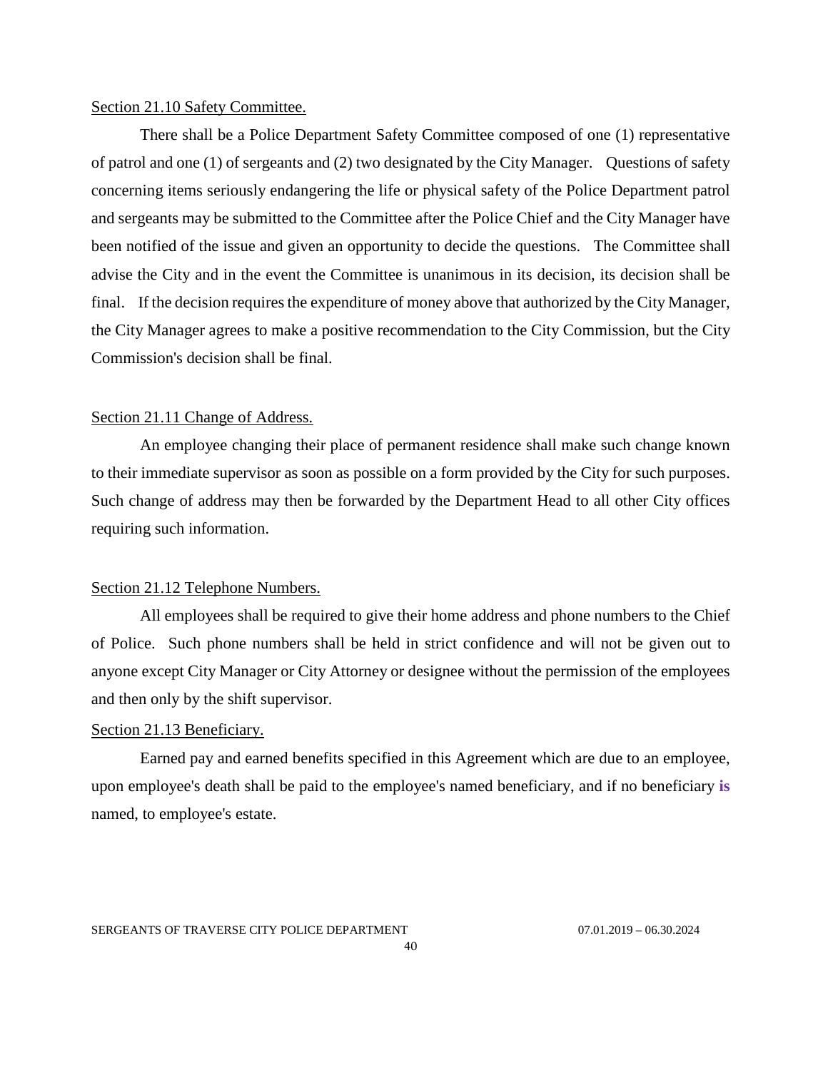Section 21.10 Safety Committee.

There shall be a Police Department Safety Committee composed of one (1) representative of patrol and one (1) of sergeants and (2) two designated by the City Manager. Questions of safety concerning items seriously endangering the life or physical safety of the Police Department patrol and sergeants may be submitted to the Committee after the Police Chief and the City Manager have been notified of the issue and given an opportunity to decide the questions. The Committee shall advise the City and in the event the Committee is unanimous in its decision, its decision shall be final. If the decision requires the expenditure of money above that authorized by the City Manager, the City Manager agrees to make a positive recommendation to the City Commission, but the City Commission's decision shall be final.

Section 21.11 Change of Address.

An employee changing their place of permanent residence shall make such change known to their immediate supervisor as soon as possible on a form provided by the City for such purposes. Such change of address may then be forwarded by the Department Head to all other City offices requiring such information.

Section 21.12 Telephone Numbers.

All employees shall be required to give their home address and phone numbers to the Chief of Police. Such phone numbers shall be held in strict confidence and will not be given out to anyone except City Manager or City Attorney or designee without the permission of the employees and then only by the shift supervisor.

Section 21.13 Beneficiary.

Earned pay and earned benefits specified in this Agreement which are due to an employee, upon employee's death shall be paid to the employee's named beneficiary, and if no beneficiary **is** named, to employee's estate.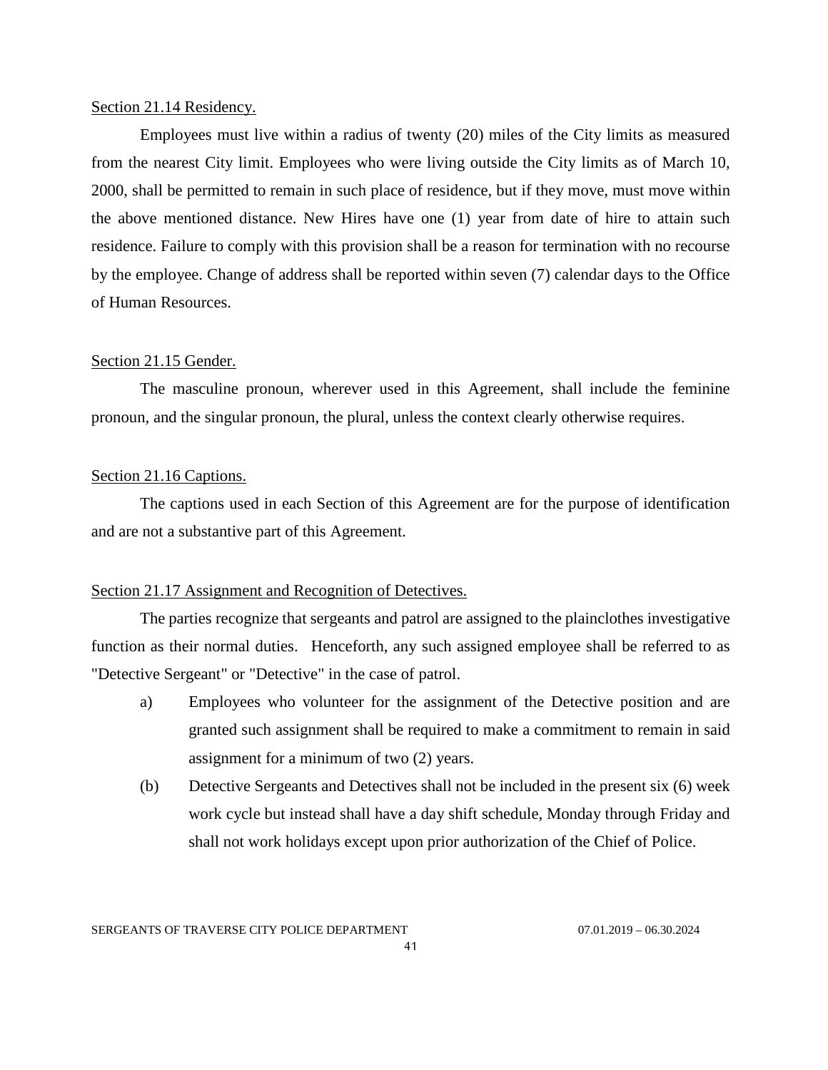Section 21.14 Residency.

Employees must live within a radius of twenty (20) miles of the City limits as measured from the nearest City limit. Employees who were living outside the City limits as of March 10, 2000, shall be permitted to remain in such place of residence, but if they move, must move within the above mentioned distance. New Hires have one (1) year from date of hire to attain such residence. Failure to comply with this provision shall be a reason for termination with no recourse by the employee. Change of address shall be reported within seven (7) calendar days to the Office of Human Resources.

Section 21.15 Gender.

The masculine pronoun, wherever used in this Agreement, shall include the feminine pronoun, and the singular pronoun, the plural, unless the context clearly otherwise requires.

Section 21.16 Captions.

The captions used in each Section of this Agreement are for the purpose of identification and are not a substantive part of this Agreement.

Section 21.17 Assignment and Recognition of Detectives.

The parties recognize that sergeants and patrol are assigned to the plainclothes investigative function as their normal duties. Henceforth, any such assigned employee shall be referred to as "Detective Sergeant" or "Detective" in the case of patrol.

a) Employees who volunteer for the assignment of the Detective position and are granted such assignment shall be required to make a commitment to remain in said assignment for a minimum of two (2) years.

(b) Detective Sergeants and Detectives shall not be included in the present six (6) week work cycle but instead shall have a day shift schedule, Monday through Friday and shall not work holidays except upon prior authorization of the Chief of Police.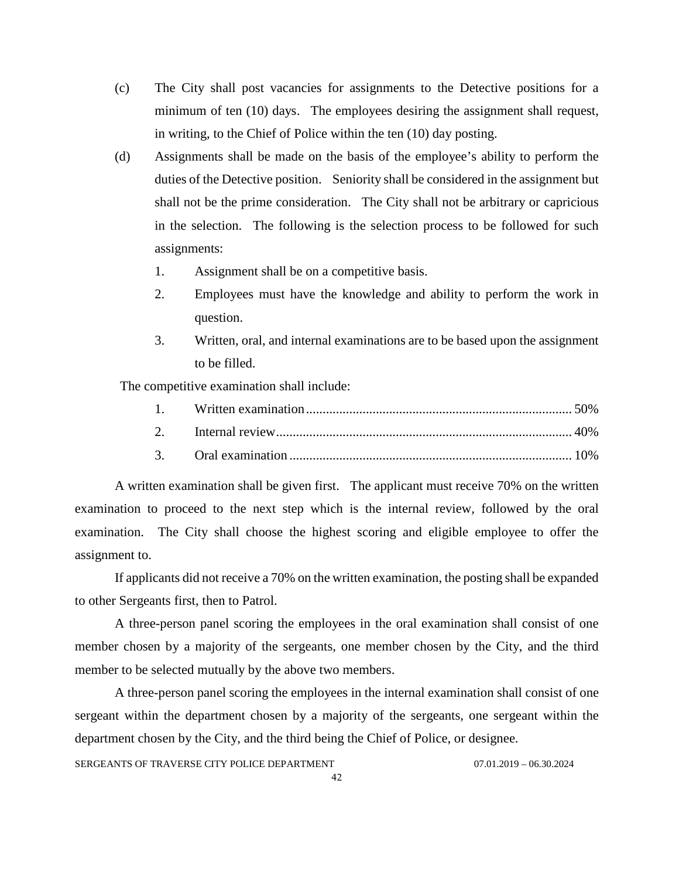(c) The City shall post vacancies for assignments to the Detective positions for a minimum of ten (10) days. The employees desiring the assignment shall request, in writing, to the Chief of Police within the ten (10) day posting.

(d) Assignments shall be made on the basis of the employee's ability to perform the duties of the Detective position. Seniority shall be considered in the assignment but shall not be the prime consideration. The City shall not be arbitrary or capricious in the selection. The following is the selection process to be followed for such assignments:

1. Assignment shall be on a competitive basis.
2. Employees must have the knowledge and ability to perform the work in question.
3. Written, oral, and internal examinations are to be based upon the assignment to be filled.

The competitive examination shall include:

1. Written examination ........................................ 50%
2. Internal review ........................................ 40%
3. Oral examination ........................................ 10%

A written examination shall be given first. The applicant must receive 70% on the written examination to proceed to the next step which is the internal review, followed by the oral examination. The City shall choose the highest scoring and eligible employee to offer the assignment to.

If applicants did not receive a 70% on the written examination, the posting shall be expanded to other Sergeants first, then to Patrol.

A three-person panel scoring the employees in the oral examination shall consist of one member chosen by a majority of the sergeants, one member chosen by the City, and the third member to be selected mutually by the above two members.

A three-person panel scoring the employees in the internal examination shall consist of one sergeant within the department chosen by a majority of the sergeants, one sergeant within the department chosen by the City, and the third being the Chief of Police, or designee.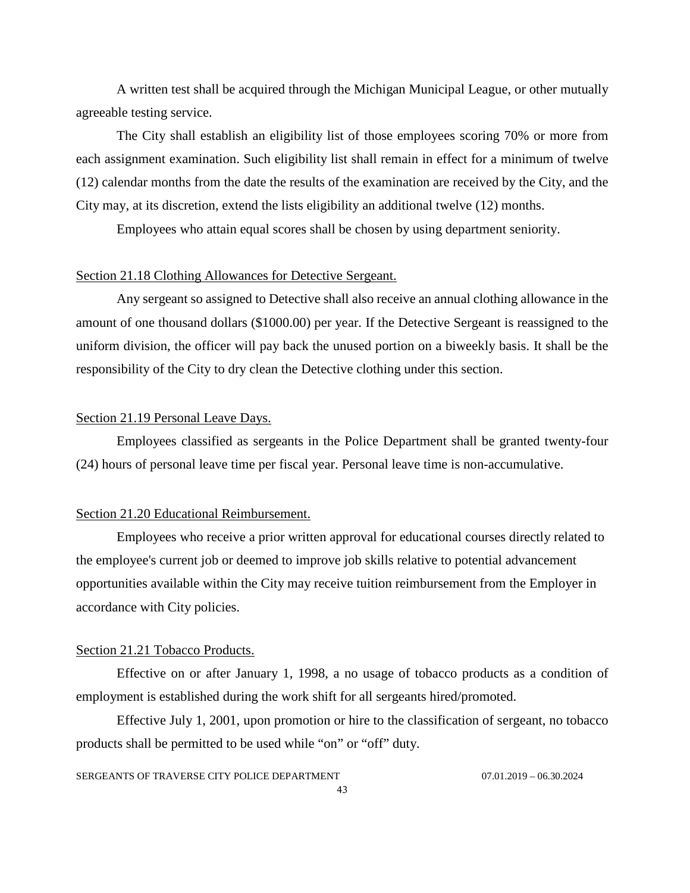A written test shall be acquired through the Michigan Municipal League, or other mutually agreeable testing service.

The City shall establish an eligibility list of those employees scoring 70% or more from each assignment examination. Such eligibility list shall remain in effect for a minimum of twelve (12) calendar months from the date the results of the examination are received by the City, and the City may, at its discretion, extend the lists eligibility an additional twelve (12) months.

Employees who attain equal scores shall be chosen by using department seniority.

<u>Section 21.18 Clothing Allowances for Detective Sergeant.</u>

Any sergeant so assigned to Detective shall also receive an annual clothing allowance in the amount of one thousand dollars ($1000.00) per year. If the Detective Sergeant is reassigned to the uniform division, the officer will pay back the unused portion on a biweekly basis. It shall be the responsibility of the City to dry clean the Detective clothing under this section.

<u>Section 21.19 Personal Leave Days.</u>

Employees classified as sergeants in the Police Department shall be granted twenty-four (24) hours of personal leave time per fiscal year. Personal leave time is non-accumulative.

<u>Section 21.20 Educational Reimbursement.</u>

Employees who receive a prior written approval for educational courses directly related to the employee's current job or deemed to improve job skills relative to potential advancement opportunities available within the City may receive tuition reimbursement from the Employer in accordance with City policies.

<u>Section 21.21 Tobacco Products.</u>

Effective on or after January 1, 1998, a no usage of tobacco products as a condition of employment is established during the work shift for all sergeants hired/promoted.

Effective July 1, 2001, upon promotion or hire to the classification of sergeant, no tobacco products shall be permitted to be used while "on" or "off" duty.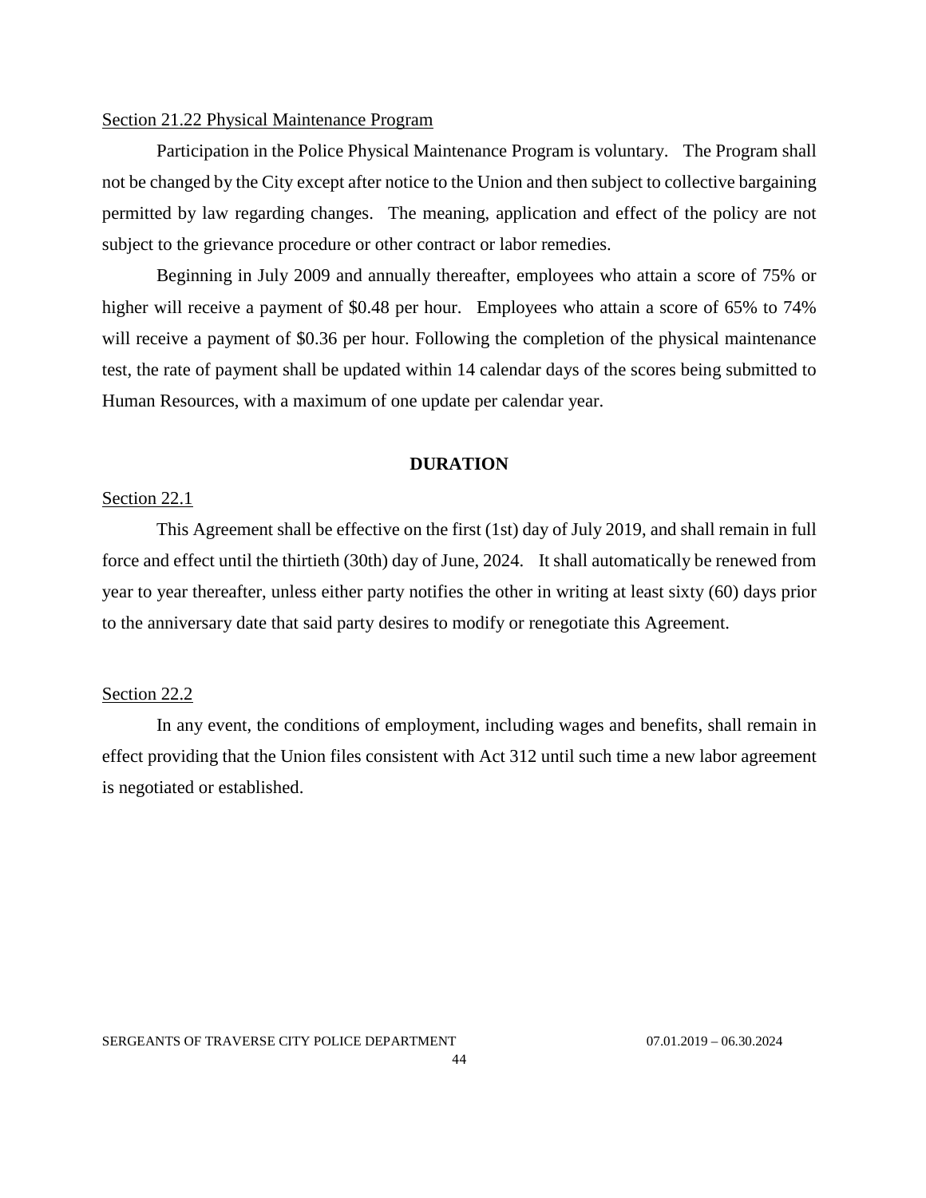Section 21.22 Physical Maintenance Program

Participation in the Police Physical Maintenance Program is voluntary. The Program shall not be changed by the City except after notice to the Union and then subject to collective bargaining permitted by law regarding changes. The meaning, application and effect of the policy are not subject to the grievance procedure or other contract or labor remedies.

Beginning in July 2009 and annually thereafter, employees who attain a score of 75% or higher will receive a payment of $0.48 per hour. Employees who attain a score of 65% to 74% will receive a payment of $0.36 per hour. Following the completion of the physical maintenance test, the rate of payment shall be updated within 14 calendar days of the scores being submitted to Human Resources, with a maximum of one update per calendar year.

## DURATION

Section 22.1

This Agreement shall be effective on the first (1st) day of July 2019, and shall remain in full force and effect until the thirtieth (30th) day of June, 2024. It shall automatically be renewed from year to year thereafter, unless either party notifies the other in writing at least sixty (60) days prior to the anniversary date that said party desires to modify or renegotiate this Agreement.

Section 22.2

In any event, the conditions of employment, including wages and benefits, shall remain in effect providing that the Union files consistent with Act 312 until such time a new labor agreement is negotiated or established.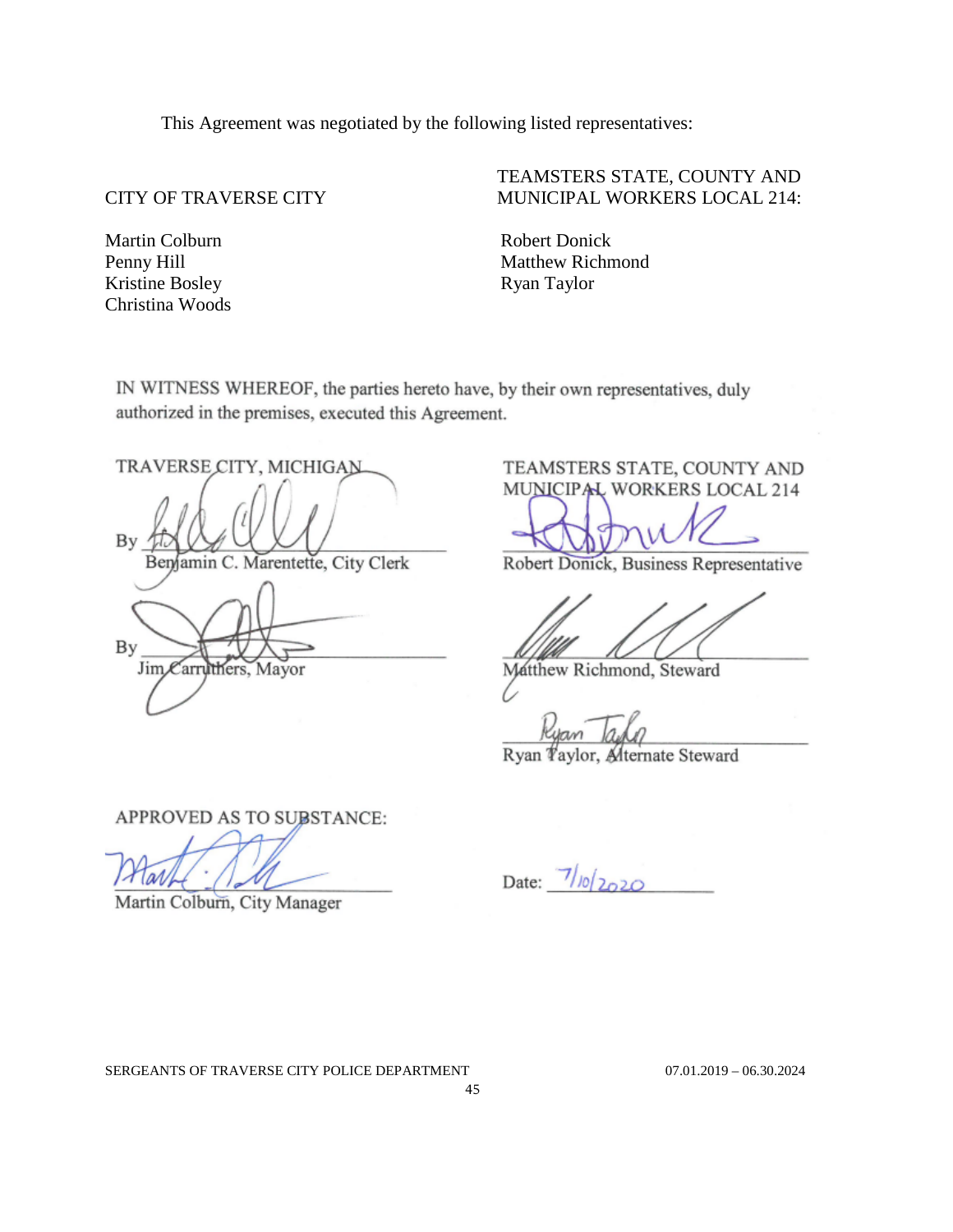This Agreement was negotiated by the following listed representatives:

| CITY OF TRAVERSE CITY | TEAMSTERS STATE, COUNTY AND MUNICIPAL WORKERS LOCAL 214: |
|---|---|
| Martin Colburn | Robert Donick |
| Penny Hill | Matthew Richmond |
| Kristine Bosley | Ryan Taylor |
| Christina Woods | |

IN WITNESS WHEREOF, the parties hereto have, by their own representatives, duly authorized in the premises, executed this Agreement.

TRAVERSE CITY, MICHIGAN

By ______________________________
Benjamin C. Marentette, City Clerk

By ______________________________
Jim Carruthers, Mayor

TEAMSTERS STATE, COUNTY AND MUNICIPAL WORKERS LOCAL 214

______________________________
Robert Donick, Business Representative

______________________________
Matthew Richmond, Steward

______________________________
Ryan Taylor, Alternate Steward

APPROVED AS TO SUBSTANCE:

______________________________
Martin Colburn, City Manager

Date: 7/10/2020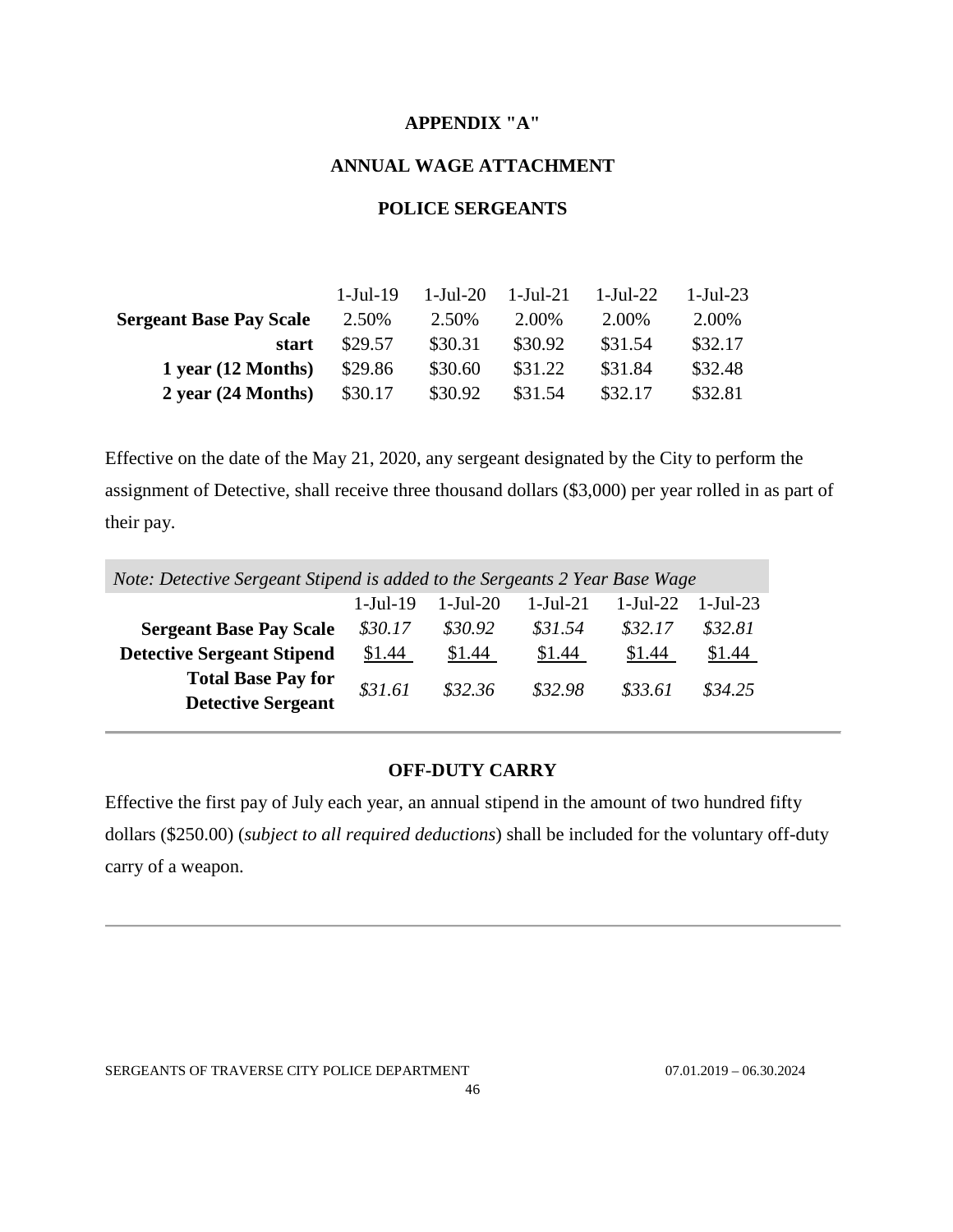# APPENDIX "A"

## ANNUAL WAGE ATTACHMENT

## POLICE SERGEANTS

| | 1-Jul-19 | 1-Jul-20 | 1-Jul-21 | 1-Jul-22 | 1-Jul-23 |
|---|---|---|---|---|---|
| **Sergeant Base Pay Scale** | 2.50% | 2.50% | 2.00% | 2.00% | 2.00% |
| **start** | $29.57 | $30.31 | $30.92 | $31.54 | $32.17 |
| **1 year (12 Months)** | $29.86 | $30.60 | $31.22 | $31.84 | $32.48 |
| **2 year (24 Months)** | $30.17 | $30.92 | $31.54 | $32.17 | $32.81 |

Effective on the date of the May 21, 2020, any sergeant designated by the City to perform the assignment of Detective, shall receive three thousand dollars ($3,000) per year rolled in as part of their pay.

*Note: Detective Sergeant Stipend is added to the Sergeants 2 Year Base Wage*

| | 1-Jul-19 | 1-Jul-20 | 1-Jul-21 | 1-Jul-22 | 1-Jul-23 |
|---|---|---|---|---|---|
| **Sergeant Base Pay Scale** | *$30.17* | *$30.92* | *$31.54* | *$32.17* | *$32.81* |
| **Detective Sergeant Stipend** | $1.44 | $1.44 | $1.44 | $1.44 | $1.44 |
| **Total Base Pay for Detective Sergeant** | *$31.61* | *$32.36* | *$32.98* | *$33.61* | *$34.25* |

## OFF-DUTY CARRY

Effective the first pay of July each year, an annual stipend in the amount of two hundred fifty dollars ($250.00) (*subject to all required deductions*) shall be included for the voluntary off-duty carry of a weapon.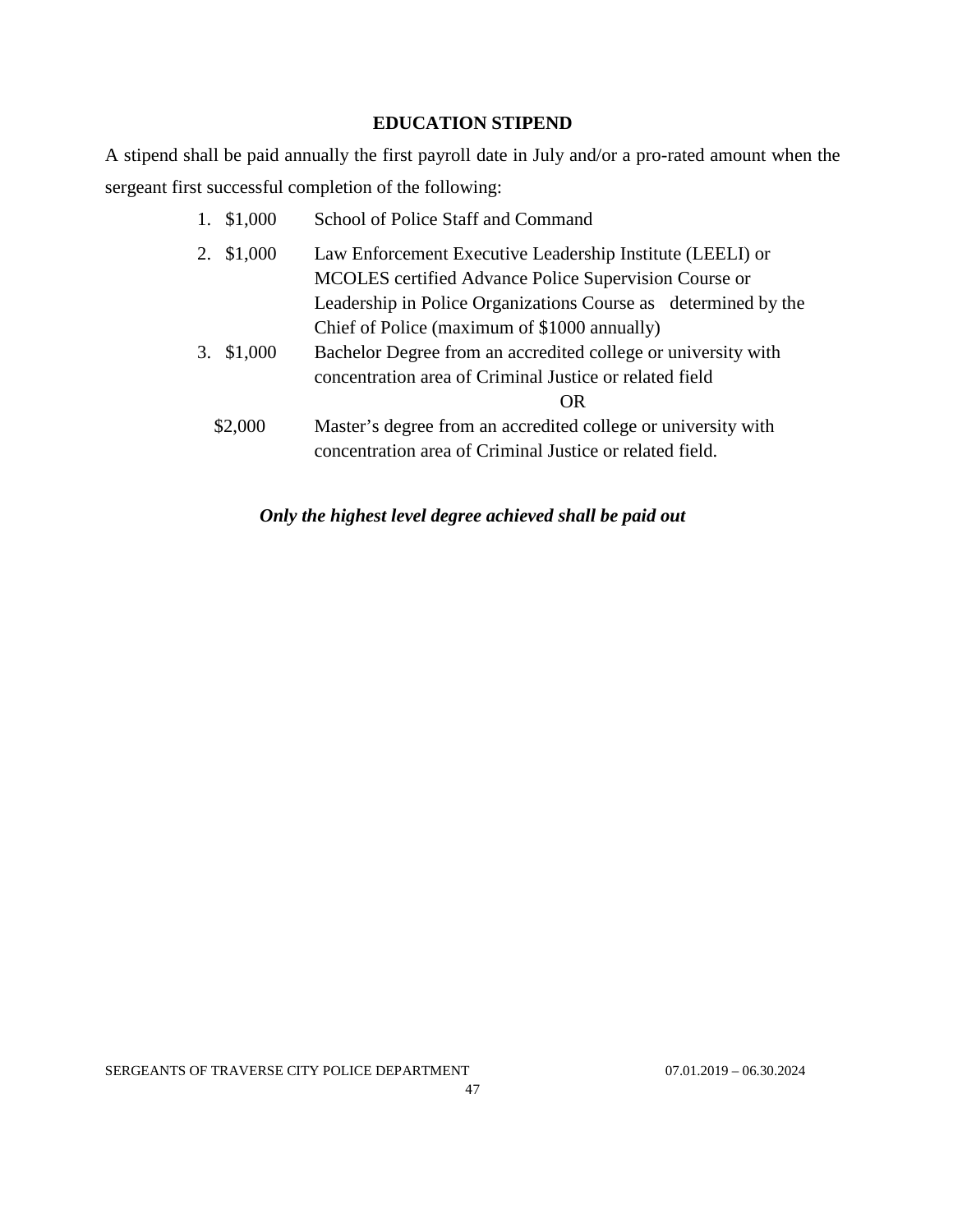## EDUCATION STIPEND

A stipend shall be paid annually the first payroll date in July and/or a pro-rated amount when the sergeant first successful completion of the following:

1. \$1,000 School of Police Staff and Command
2. \$1,000 Law Enforcement Executive Leadership Institute (LEELI) or MCOLES certified Advance Police Supervision Course or Leadership in Police Organizations Course as determined by the Chief of Police (maximum of \$1000 annually)
3. \$1,000 Bachelor Degree from an accredited college or university with concentration area of Criminal Justice or related field

   OR

   \$2,000 Master's degree from an accredited college or university with concentration area of Criminal Justice or related field.

***Only the highest level degree achieved shall be paid out***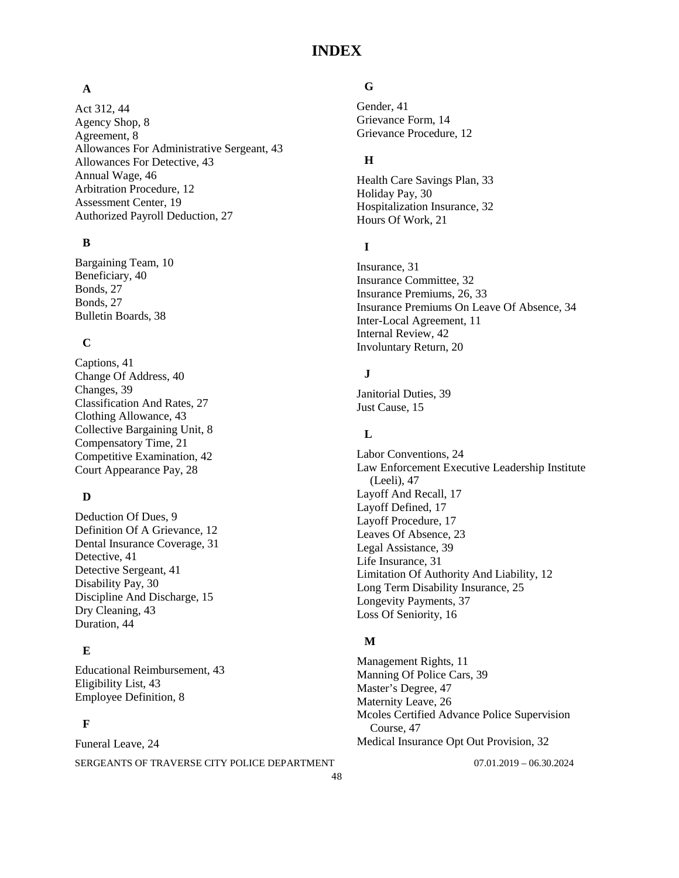# INDEX

### A

Act 312, 44
Agency Shop, 8
Agreement, 8
Allowances For Administrative Sergeant, 43
Allowances For Detective, 43
Annual Wage, 46
Arbitration Procedure, 12
Assessment Center, 19
Authorized Payroll Deduction, 27

### B

Bargaining Team, 10
Beneficiary, 40
Bonds, 27
Bonds, 27
Bulletin Boards, 38

### C

Captions, 41
Change Of Address, 40
Changes, 39
Classification And Rates, 27
Clothing Allowance, 43
Collective Bargaining Unit, 8
Compensatory Time, 21
Competitive Examination, 42
Court Appearance Pay, 28

### D

Deduction Of Dues, 9
Definition Of A Grievance, 12
Dental Insurance Coverage, 31
Detective, 41
Detective Sergeant, 41
Disability Pay, 30
Discipline And Discharge, 15
Dry Cleaning, 43
Duration, 44

### E

Educational Reimbursement, 43
Eligibility List, 43
Employee Definition, 8

### F

Funeral Leave, 24

### G

Gender, 41
Grievance Form, 14
Grievance Procedure, 12

### H

Health Care Savings Plan, 33
Holiday Pay, 30
Hospitalization Insurance, 32
Hours Of Work, 21

### I

Insurance, 31
Insurance Committee, 32
Insurance Premiums, 26, 33
Insurance Premiums On Leave Of Absence, 34
Inter-Local Agreement, 11
Internal Review, 42
Involuntary Return, 20

### J

Janitorial Duties, 39
Just Cause, 15

### L

Labor Conventions, 24
Law Enforcement Executive Leadership Institute (Leeli), 47
Layoff And Recall, 17
Layoff Defined, 17
Layoff Procedure, 17
Leaves Of Absence, 23
Legal Assistance, 39
Life Insurance, 31
Limitation Of Authority And Liability, 12
Long Term Disability Insurance, 25
Longevity Payments, 37
Loss Of Seniority, 16

### M

Management Rights, 11
Manning Of Police Cars, 39
Master's Degree, 47
Maternity Leave, 26
Mcoles Certified Advance Police Supervision Course, 47
Medical Insurance Opt Out Provision, 32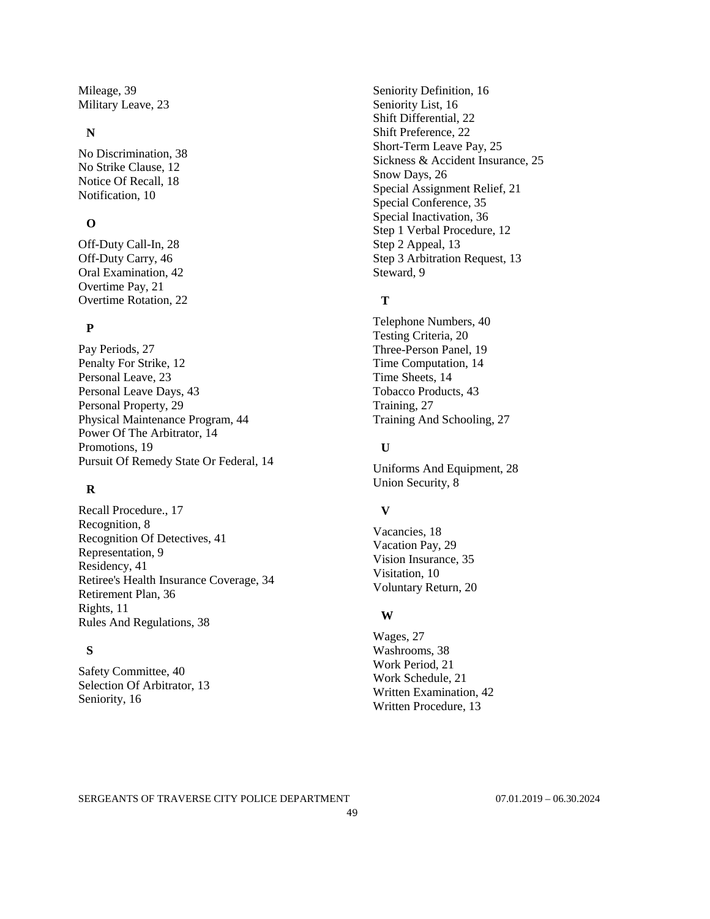Mileage, 39
Military Leave, 23

**N**

No Discrimination, 38
No Strike Clause, 12
Notice Of Recall, 18
Notification, 10

**O**

Off-Duty Call-In, 28
Off-Duty Carry, 46
Oral Examination, 42
Overtime Pay, 21
Overtime Rotation, 22

**P**

Pay Periods, 27
Penalty For Strike, 12
Personal Leave, 23
Personal Leave Days, 43
Personal Property, 29
Physical Maintenance Program, 44
Power Of The Arbitrator, 14
Promotions, 19
Pursuit Of Remedy State Or Federal, 14

**R**

Recall Procedure., 17
Recognition, 8
Recognition Of Detectives, 41
Representation, 9
Residency, 41
Retiree's Health Insurance Coverage, 34
Retirement Plan, 36
Rights, 11
Rules And Regulations, 38

**S**

Safety Committee, 40
Selection Of Arbitrator, 13
Seniority, 16
Seniority Definition, 16
Seniority List, 16
Shift Differential, 22
Shift Preference, 22
Short-Term Leave Pay, 25
Sickness & Accident Insurance, 25
Snow Days, 26
Special Assignment Relief, 21
Special Conference, 35
Special Inactivation, 36
Step 1 Verbal Procedure, 12
Step 2 Appeal, 13
Step 3 Arbitration Request, 13
Steward, 9

**T**

Telephone Numbers, 40
Testing Criteria, 20
Three-Person Panel, 19
Time Computation, 14
Time Sheets, 14
Tobacco Products, 43
Training, 27
Training And Schooling, 27

**U**

Uniforms And Equipment, 28
Union Security, 8

**V**

Vacancies, 18
Vacation Pay, 29
Vision Insurance, 35
Visitation, 10
Voluntary Return, 20

**W**

Wages, 27
Washrooms, 38
Work Period, 21
Work Schedule, 21
Written Examination, 42
Written Procedure, 13